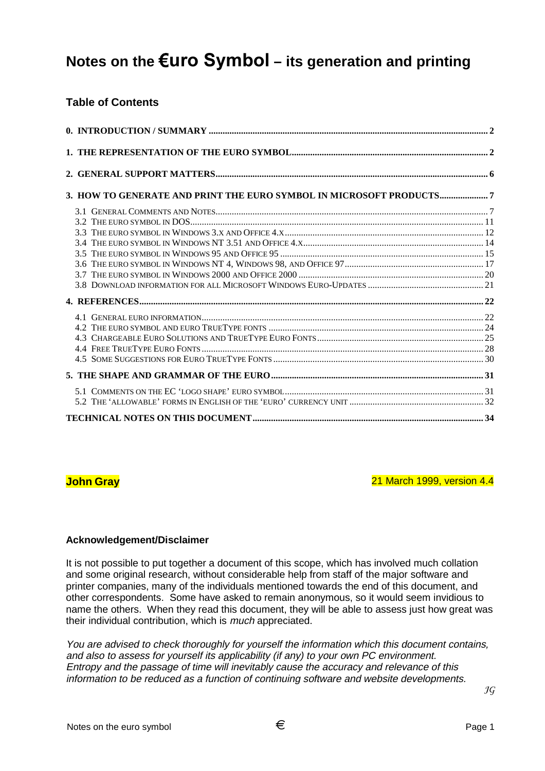# Notes on the €uro Symbol – its generation and printing

## Table of Contents

| | |
|---|---|
| **0. INTRODUCTION / SUMMARY** | **2** |
| **1. THE REPRESENTATION OF THE EURO SYMBOL** | **2** |
| **2. GENERAL SUPPORT MATTERS** | **6** |
| **3. HOW TO GENERATE AND PRINT THE EURO SYMBOL IN MICROSOFT PRODUCTS** | **7** |
| 3.1 General Comments and Notes | 7 |
| 3.2 The euro symbol in DOS | 11 |
| 3.3 The euro symbol in Windows 3.x and Office 4.x | 12 |
| 3.4 The euro symbol in Windows NT 3.51 and Office 4.x | 14 |
| 3.5 The euro symbol in Windows 95 and Office 95 | 15 |
| 3.6 The euro symbol in Windows NT 4, Windows 98, and Office 97 | 17 |
| 3.7 The euro symbol in Windows 2000 and Office 2000 | 20 |
| 3.8 Download information for all Microsoft Windows Euro-Updates | 21 |
| **4. REFERENCES** | **22** |
| 4.1 General euro information | 22 |
| 4.2 The euro symbol and euro TrueType fonts | 24 |
| 4.3 Chargeable Euro Solutions and TrueType Euro Fonts | 25 |
| 4.4 Free TrueType Euro Fonts | 28 |
| 4.5 Some Suggestions for Euro TrueType Fonts | 30 |
| **5. THE SHAPE AND GRAMMAR OF THE EURO** | **31** |
| 5.1 Comments on the EC 'logo shape' euro symbol | 31 |
| 5.2 The 'allowable' forms in English of the 'euro' currency unit | 32 |
| **TECHNICAL NOTES ON THIS DOCUMENT** | **34** |

**John Gray**

21 March 1999, version 4.4

### Acknowledgement/Disclaimer

It is not possible to put together a document of this scope, which has involved much collation and some original research, without considerable help from staff of the major software and printer companies, many of the individuals mentioned towards the end of this document, and other correspondents. Some have asked to remain anonymous, so it would seem invidious to name the others. When they read this document, they will be able to assess just how great was their individual contribution, which is *much* appreciated.

*You are advised to check thoroughly for yourself the information which this document contains, and also to assess for yourself its applicability (if any) to your own PC environment. Entropy and the passage of time will inevitably cause the accuracy and relevance of this information to be reduced as a function of continuing software and website developments.*

*JG*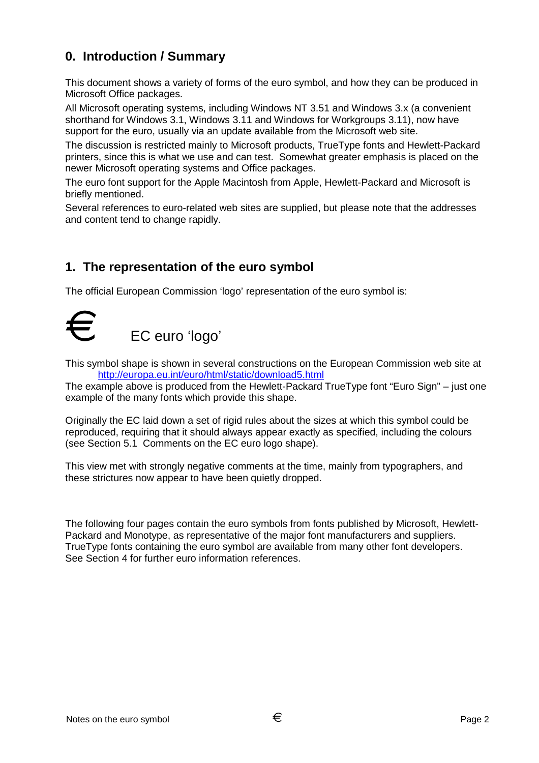## 0. Introduction / Summary

This document shows a variety of forms of the euro symbol, and how they can be produced in Microsoft Office packages.

All Microsoft operating systems, including Windows NT 3.51 and Windows 3.x (a convenient shorthand for Windows 3.1, Windows 3.11 and Windows for Workgroups 3.11), now have support for the euro, usually via an update available from the Microsoft web site.

The discussion is restricted mainly to Microsoft products, TrueType fonts and Hewlett-Packard printers, since this is what we use and can test. Somewhat greater emphasis is placed on the newer Microsoft operating systems and Office packages.

The euro font support for the Apple Macintosh from Apple, Hewlett-Packard and Microsoft is briefly mentioned.

Several references to euro-related web sites are supplied, but please note that the addresses and content tend to change rapidly.

## 1. The representation of the euro symbol

The official European Commission 'logo' representation of the euro symbol is:

€ EC euro 'logo'

This symbol shape is shown in several constructions on the European Commission web site at http://europa.eu.int/euro/html/static/download5.html

The example above is produced from the Hewlett-Packard TrueType font "Euro Sign" – just one example of the many fonts which provide this shape.

Originally the EC laid down a set of rigid rules about the sizes at which this symbol could be reproduced, requiring that it should always appear exactly as specified, including the colours (see Section 5.1 Comments on the EC euro logo shape).

This view met with strongly negative comments at the time, mainly from typographers, and these strictures now appear to have been quietly dropped.

The following four pages contain the euro symbols from fonts published by Microsoft, Hewlett-Packard and Monotype, as representative of the major font manufacturers and suppliers. TrueType fonts containing the euro symbol are available from many other font developers. See Section 4 for further euro information references.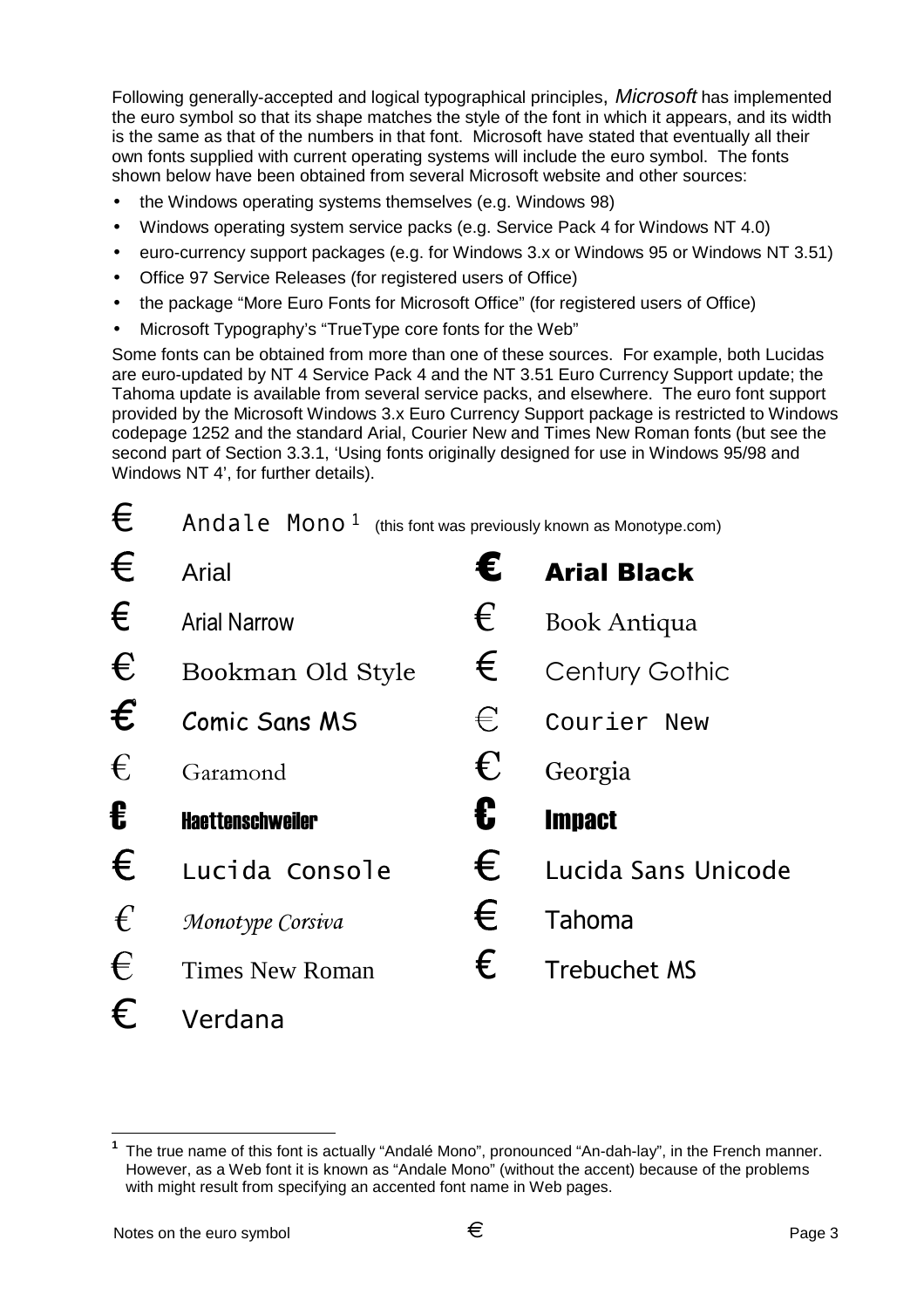Following generally-accepted and logical typographical principles, *Microsoft* has implemented the euro symbol so that its shape matches the style of the font in which it appears, and its width is the same as that of the numbers in that font. Microsoft have stated that eventually all their own fonts supplied with current operating systems will include the euro symbol. The fonts shown below have been obtained from several Microsoft website and other sources:

- the Windows operating systems themselves (e.g. Windows 98)
- Windows operating system service packs (e.g. Service Pack 4 for Windows NT 4.0)
- euro-currency support packages (e.g. for Windows 3.x or Windows 95 or Windows NT 3.51)
- Office 97 Service Releases (for registered users of Office)
- the package "More Euro Fonts for Microsoft Office" (for registered users of Office)
- Microsoft Typography's "TrueType core fonts for the Web"

Some fonts can be obtained from more than one of these sources. For example, both Lucidas are euro-updated by NT 4 Service Pack 4 and the NT 3.51 Euro Currency Support update; the Tahoma update is available from several service packs, and elsewhere. The euro font support provided by the Microsoft Windows 3.x Euro Currency Support package is restricted to Windows codepage 1252 and the standard Arial, Courier New and Times New Roman fonts (but see the second part of Section 3.3.1, 'Using fonts originally designed for use in Windows 95/98 and Windows NT 4', for further details).

€ Andale Mono[1] (this font was previously known as Monotype.com)

€ Arial

€ **Arial Black**

€ Arial Narrow

€ Book Antiqua

€ Bookman Old Style

€ Century Gothic

€ Comic Sans MS

€ Courier New

€ Garamond

€ Georgia

€ **Haettenschweiler**

€ **Impact**

€ Lucida Console

€ Lucida Sans Unicode

€ *Monotype Corsiva*

€ Tahoma

€ Times New Roman

€ Trebuchet MS

€ Verdana

[1] The true name of this font is actually "Andalé Mono", pronounced "An-dah-lay", in the French manner. However, as a Web font it is known as "Andale Mono" (without the accent) because of the problems with might result from specifying an accented font name in Web pages.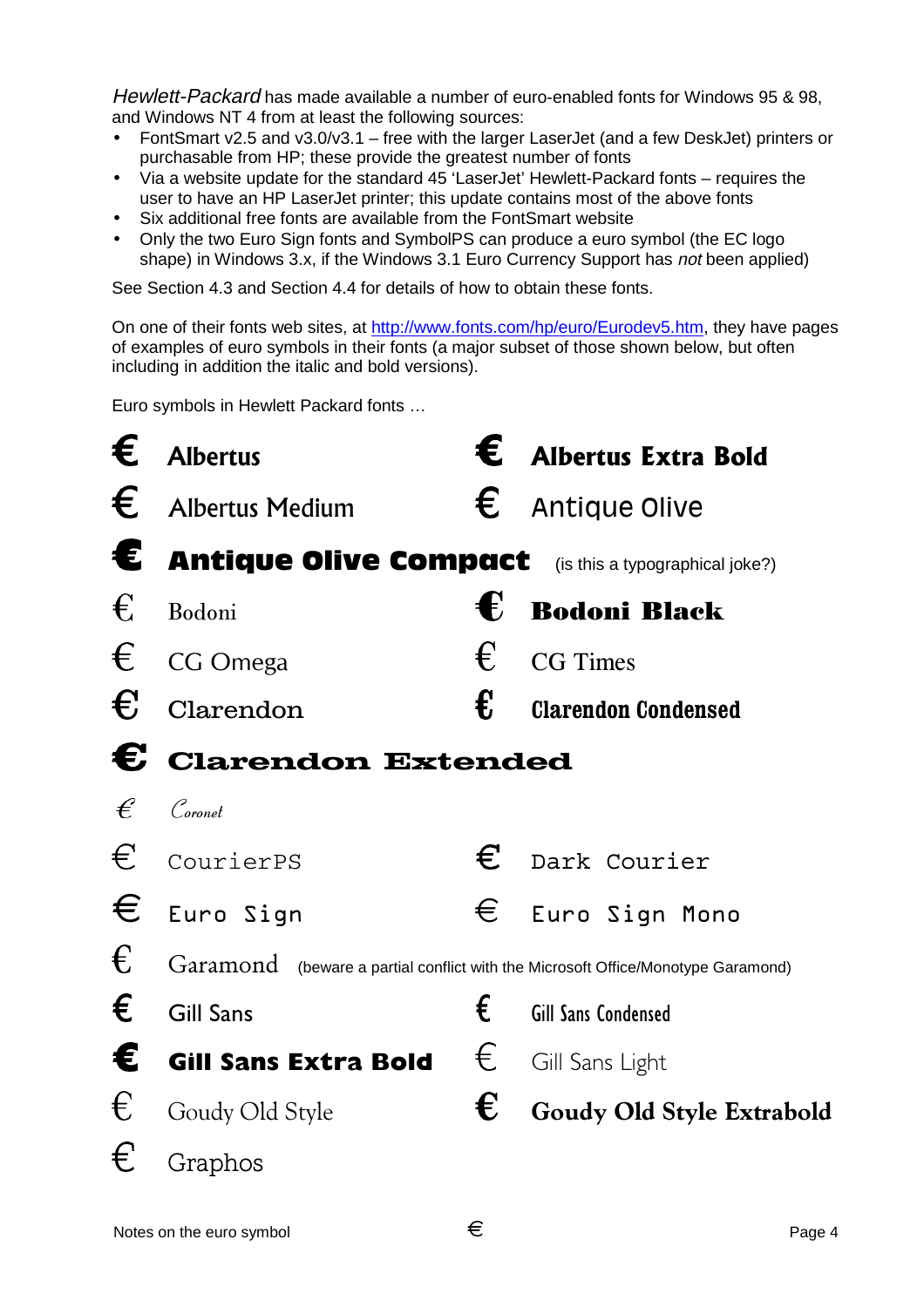*Hewlett-Packard* has made available a number of euro-enabled fonts for Windows 95 & 98, and Windows NT 4 from at least the following sources:

- FontSmart v2.5 and v3.0/v3.1 – free with the larger LaserJet (and a few DeskJet) printers or purchasable from HP; these provide the greatest number of fonts
- Via a website update for the standard 45 'LaserJet' Hewlett-Packard fonts – requires the user to have an HP LaserJet printer; this update contains most of the above fonts
- Six additional free fonts are available from the FontSmart website
- Only the two Euro Sign fonts and SymbolPS can produce a euro symbol (the EC logo shape) in Windows 3.x, if the Windows 3.1 Euro Currency Support has *not* been applied)

See Section 4.3 and Section 4.4 for details of how to obtain these fonts.

On one of their fonts web sites, at http://www.fonts.com/hp/euro/Eurodev5.htm, they have pages of examples of euro symbols in their fonts (a major subset of those shown below, but often including in addition the italic and bold versions).

Euro symbols in Hewlett Packard fonts …

| | | | |
|---|---|---|---|
| € | Albertus | € | Albertus Extra Bold |
| € | Albertus Medium | € | Antique Olive |
| € | Antique Olive Compact (is this a typographical joke?) | | |
| € | Bodoni | € | Bodoni Black |
| € | CG Omega | € | CG Times |
| € | Clarendon | € | Clarendon Condensed |
| € | Clarendon Extended | | |
| € | Coronet | | |
| € | CourierPS | € | Dark Courier |
| € | Euro Sign | € | Euro Sign Mono |
| € | Garamond (beware a partial conflict with the Microsoft Office/Monotype Garamond) | | |
| € | Gill Sans | € | Gill Sans Condensed |
| € | Gill Sans Extra Bold | € | Gill Sans Light |
| € | Goudy Old Style | € | Goudy Old Style Extrabold |
| € | Graphos | | |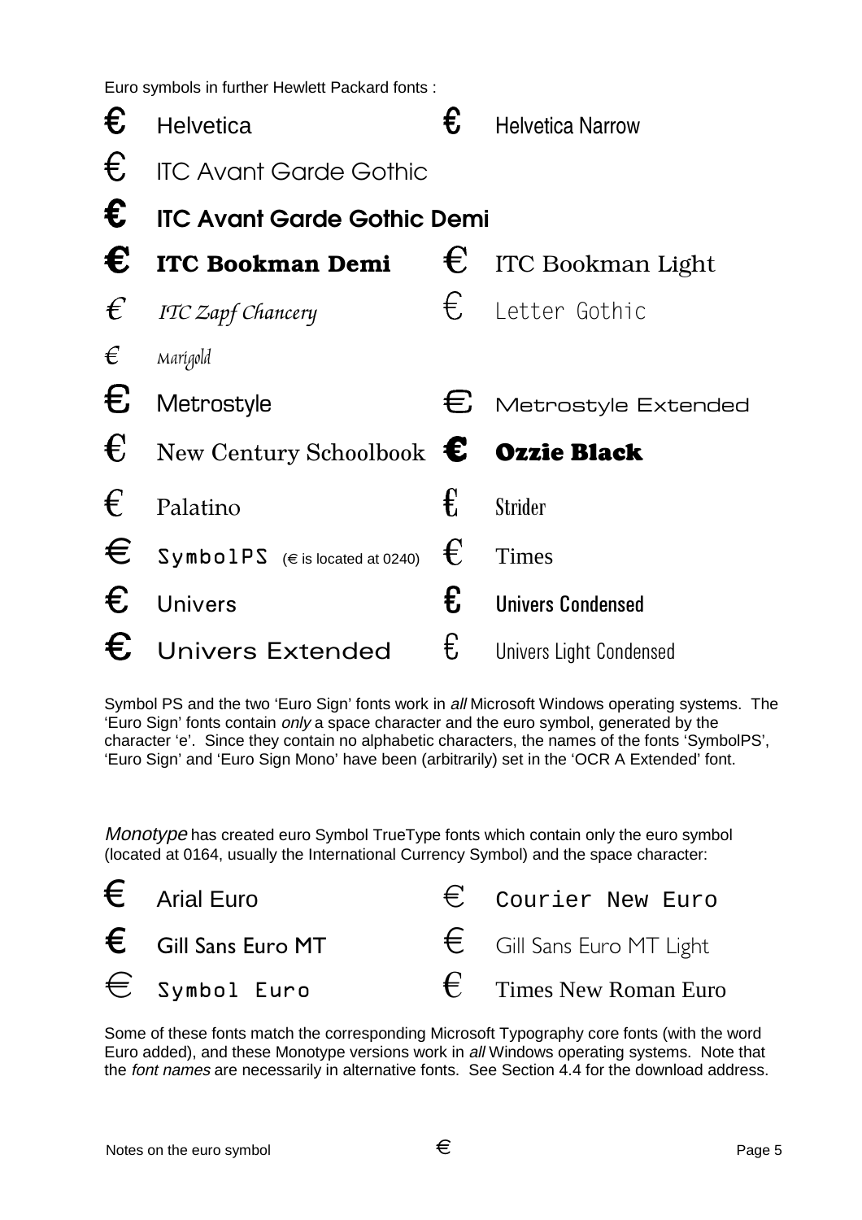Euro symbols in further Hewlett Packard fonts :

| | | | |
|---|---|---|---|
| € | Helvetica | € | Helvetica Narrow |
| € | ITC Avant Garde Gothic | | |
| € | **ITC Avant Garde Gothic Demi** | | |
| € | **ITC Bookman Demi** | € | ITC Bookman Light |
| € | *ITC Zapf Chancery* | € | Letter Gothic |
| € | Marigold | | |
| € | Metrostyle | € | Metrostyle Extended |
| € | New Century Schoolbook | € | **Ozzie Black** |
| € | Palatino | € | Strider |
| € | SymbolPS (€ is located at 0240) | € | Times |
| € | Univers | € | Univers Condensed |
| € | Univers Extended | € | Univers Light Condensed |

Symbol PS and the two 'Euro Sign' fonts work in *all* Microsoft Windows operating systems. The 'Euro Sign' fonts contain *only* a space character and the euro symbol, generated by the character 'e'. Since they contain no alphabetic characters, the names of the fonts 'SymbolPS', 'Euro Sign' and 'Euro Sign Mono' have been (arbitrarily) set in the 'OCR A Extended' font.

*Monotype* has created euro Symbol TrueType fonts which contain only the euro symbol (located at 0164, usually the International Currency Symbol) and the space character:

| | | | |
|---|---|---|---|
| € | Arial Euro | € | Courier New Euro |
| € | Gill Sans Euro MT | € | Gill Sans Euro MT Light |
| € | Symbol Euro | € | Times New Roman Euro |

Some of these fonts match the corresponding Microsoft Typography core fonts (with the word Euro added), and these Monotype versions work in *all* Windows operating systems. Note that the *font names* are necessarily in alternative fonts. See Section 4.4 for the download address.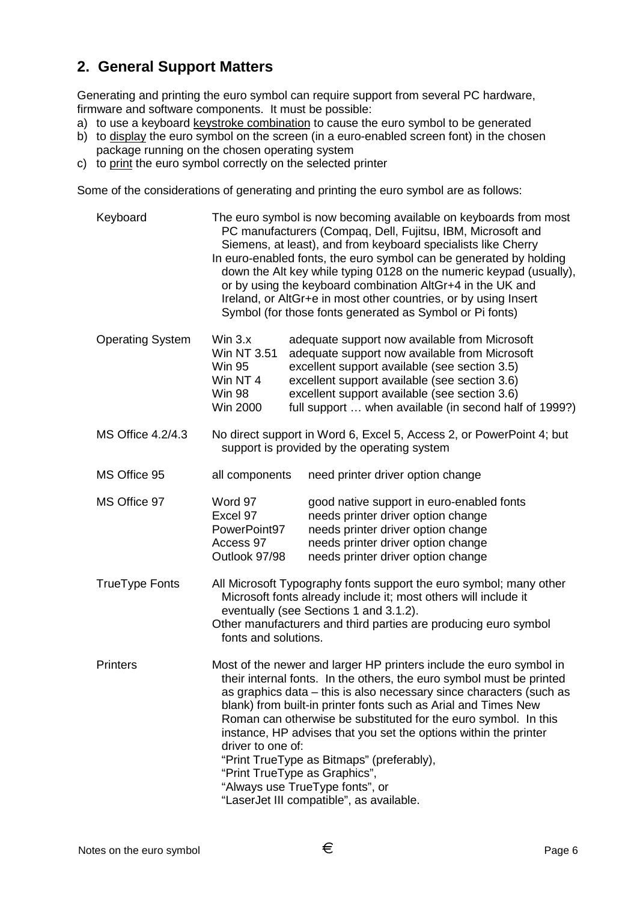## 2. General Support Matters

Generating and printing the euro symbol can require support from several PC hardware, firmware and software components. It must be possible:

a) to use a keyboard <u>keystroke combination</u> to cause the euro symbol to be generated
b) to <u>display</u> the euro symbol on the screen (in a euro-enabled screen font) in the chosen package running on the chosen operating system
c) to <u>print</u> the euro symbol correctly on the selected printer

Some of the considerations of generating and printing the euro symbol are as follows:

| | | |
|---|---|---|
| Keyboard | The euro symbol is now becoming available on keyboards from most PC manufacturers (Compaq, Dell, Fujitsu, IBM, Microsoft and Siemens, at least), and from keyboard specialists like Cherry<br>In euro-enabled fonts, the euro symbol can be generated by holding down the Alt key while typing 0128 on the numeric keypad (usually), or by using the keyboard combination AltGr+4 in the UK and Ireland, or AltGr+e in most other countries, or by using Insert Symbol (for those fonts generated as Symbol or Pi fonts) | |
| Operating System | Win 3.x | adequate support now available from Microsoft |
| | Win NT 3.51 | adequate support now available from Microsoft |
| | Win 95 | excellent support available (see section 3.5) |
| | Win NT 4 | excellent support available (see section 3.6) |
| | Win 98 | excellent support available (see section 3.6) |
| | Win 2000 | full support … when available (in second half of 1999?) |
| MS Office 4.2/4.3 | No direct support in Word 6, Excel 5, Access 2, or PowerPoint 4; but support is provided by the operating system | |
| MS Office 95 | all components | need printer driver option change |
| MS Office 97 | Word 97 | good native support in euro-enabled fonts |
| | Excel 97 | needs printer driver option change |
| | PowerPoint97 | needs printer driver option change |
| | Access 97 | needs printer driver option change |
| | Outlook 97/98 | needs printer driver option change |
| TrueType Fonts | All Microsoft Typography fonts support the euro symbol; many other Microsoft fonts already include it; most others will include it eventually (see Sections 1 and 3.1.2).<br>Other manufacturers and third parties are producing euro symbol fonts and solutions. | |
| Printers | Most of the newer and larger HP printers include the euro symbol in their internal fonts. In the others, the euro symbol must be printed as graphics data – this is also necessary since characters (such as blank) from built-in printer fonts such as Arial and Times New Roman can otherwise be substituted for the euro symbol. In this instance, HP advises that you set the options within the printer driver to one of:<br>"Print TrueType as Bitmaps" (preferably),<br>"Print TrueType as Graphics",<br>"Always use TrueType fonts", or<br>"LaserJet III compatible", as available. | |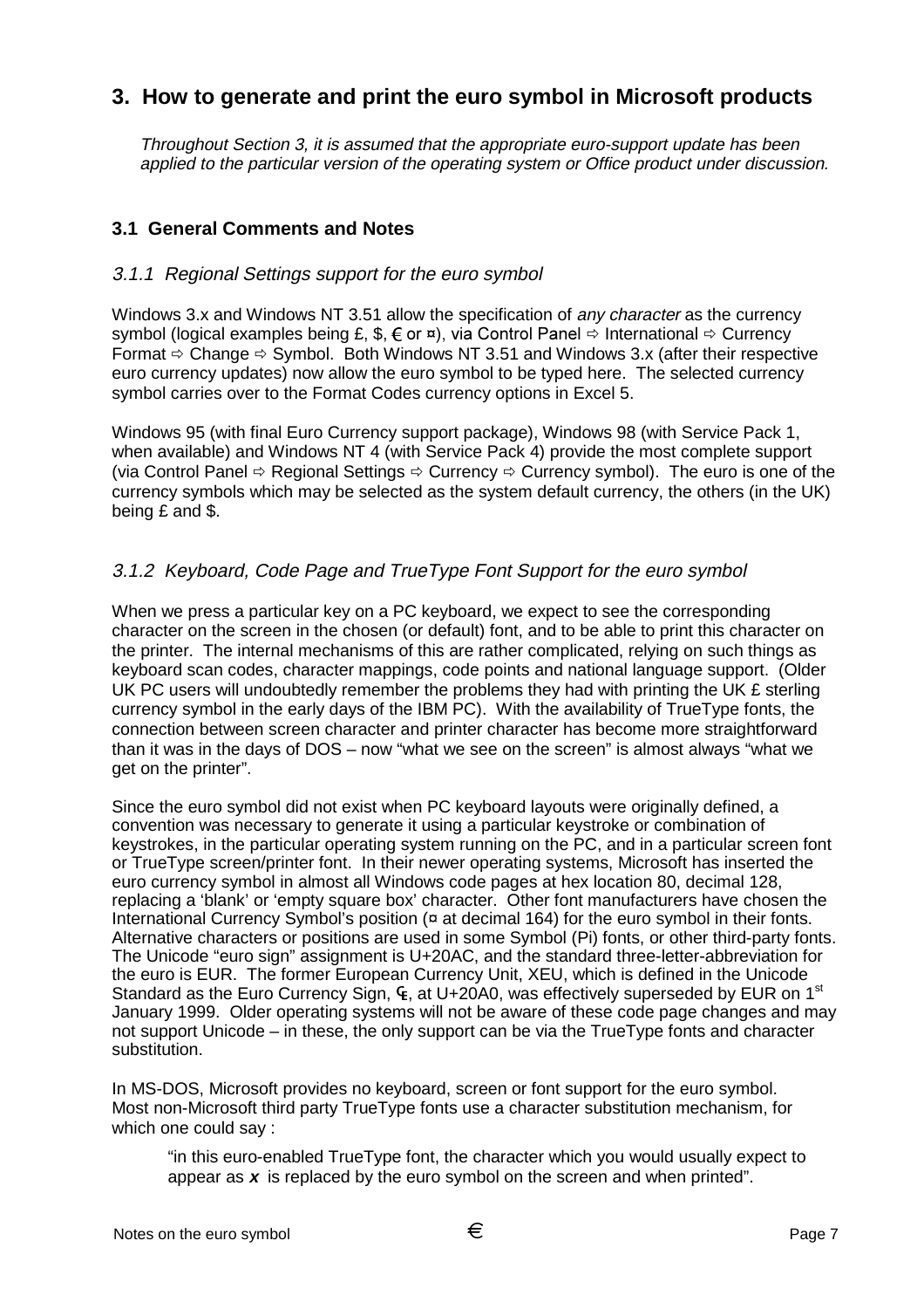## 3. How to generate and print the euro symbol in Microsoft products

*Throughout Section 3, it is assumed that the appropriate euro-support update has been applied to the particular version of the operating system or Office product under discussion.*

### 3.1 General Comments and Notes

#### *3.1.1 Regional Settings support for the euro symbol*

Windows 3.x and Windows NT 3.51 allow the specification of *any character* as the currency symbol (logical examples being £, $, € or ¤), via Control Panel ⇨ International ⇨ Currency Format ⇨ Change ⇨ Symbol. Both Windows NT 3.51 and Windows 3.x (after their respective euro currency updates) now allow the euro symbol to be typed here. The selected currency symbol carries over to the Format Codes currency options in Excel 5.

Windows 95 (with final Euro Currency support package), Windows 98 (with Service Pack 1, when available) and Windows NT 4 (with Service Pack 4) provide the most complete support (via Control Panel ⇨ Regional Settings ⇨ Currency ⇨ Currency symbol). The euro is one of the currency symbols which may be selected as the system default currency, the others (in the UK) being £ and $.

#### *3.1.2 Keyboard, Code Page and TrueType Font Support for the euro symbol*

When we press a particular key on a PC keyboard, we expect to see the corresponding character on the screen in the chosen (or default) font, and to be able to print this character on the printer. The internal mechanisms of this are rather complicated, relying on such things as keyboard scan codes, character mappings, code points and national language support. (Older UK PC users will undoubtedly remember the problems they had with printing the UK £ sterling currency symbol in the early days of the IBM PC). With the availability of TrueType fonts, the connection between screen character and printer character has become more straightforward than it was in the days of DOS – now "what we see on the screen" is almost always "what we get on the printer".

Since the euro symbol did not exist when PC keyboard layouts were originally defined, a convention was necessary to generate it using a particular keystroke or combination of keystrokes, in the particular operating system running on the PC, and in a particular screen font or TrueType screen/printer font. In their newer operating systems, Microsoft has inserted the euro currency symbol in almost all Windows code pages at hex location 80, decimal 128, replacing a 'blank' or 'empty square box' character. Other font manufacturers have chosen the International Currency Symbol's position (¤ at decimal 164) for the euro symbol in their fonts. Alternative characters or positions are used in some Symbol (Pi) fonts, or other third-party fonts. The Unicode "euro sign" assignment is U+20AC, and the standard three-letter-abbreviation for the euro is EUR. The former European Currency Unit, XEU, which is defined in the Unicode Standard as the Euro Currency Sign, ₠, at U+20A0, was effectively superseded by EUR on 1st January 1999. Older operating systems will not be aware of these code page changes and may not support Unicode – in these, the only support can be via the TrueType fonts and character substitution.

In MS-DOS, Microsoft provides no keyboard, screen or font support for the euro symbol. Most non-Microsoft third party TrueType fonts use a character substitution mechanism, for which one could say :

> "in this euro-enabled TrueType font, the character which you would usually expect to appear as ***x*** is replaced by the euro symbol on the screen and when printed".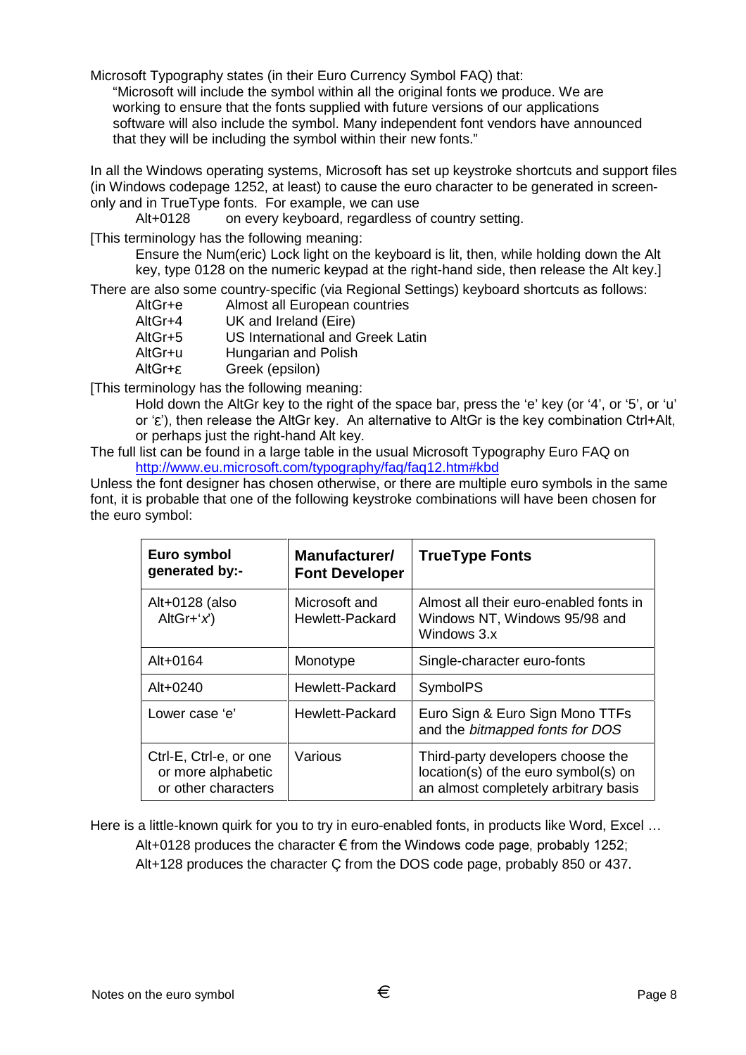Microsoft Typography states (in their Euro Currency Symbol FAQ) that:

> "Microsoft will include the symbol within all the original fonts we produce. We are working to ensure that the fonts supplied with future versions of our applications software will also include the symbol. Many independent font vendors have announced that they will be including the symbol within their new fonts."

In all the Windows operating systems, Microsoft has set up keystroke shortcuts and support files (in Windows codepage 1252, at least) to cause the euro character to be generated in screen-only and in TrueType fonts. For example, we can use

Alt+0128 on every keyboard, regardless of country setting.

[This terminology has the following meaning:

Ensure the Num(eric) Lock light on the keyboard is lit, then, while holding down the Alt key, type 0128 on the numeric keypad at the right-hand side, then release the Alt key.]

There are also some country-specific (via Regional Settings) keyboard shortcuts as follows:

| | |
|---|---|
| AltGr+e | Almost all European countries |
| AltGr+4 | UK and Ireland (Eire) |
| AltGr+5 | US International and Greek Latin |
| AltGr+u | Hungarian and Polish |
| AltGr+ε | Greek (epsilon) |

[This terminology has the following meaning:

Hold down the AltGr key to the right of the space bar, press the 'e' key (or '4', or '5', or 'u' or 'ε'), then release the AltGr key. An alternative to AltGr is the key combination Ctrl+Alt, or perhaps just the right-hand Alt key.

The full list can be found in a large table in the usual Microsoft Typography Euro FAQ on http://www.eu.microsoft.com/typography/faq/faq12.htm#kbd

Unless the font designer has chosen otherwise, or there are multiple euro symbols in the same font, it is probable that one of the following keystroke combinations will have been chosen for the euro symbol:

| **Euro symbol generated by:-** | **Manufacturer/ Font Developer** | **TrueType Fonts** |
|---|---|---|
| Alt+0128 (also AltGr+'*x*') | Microsoft and Hewlett-Packard | Almost all their euro-enabled fonts in Windows NT, Windows 95/98 and Windows 3.x |
| Alt+0164 | Monotype | Single-character euro-fonts |
| Alt+0240 | Hewlett-Packard | SymbolPS |
| Lower case 'e' | Hewlett-Packard | Euro Sign & Euro Sign Mono TTFs and the *bitmapped fonts for DOS* |
| Ctrl-E, Ctrl-e, or one or more alphabetic or other characters | Various | Third-party developers choose the location(s) of the euro symbol(s) on an almost completely arbitrary basis |

Here is a little-known quirk for you to try in euro-enabled fonts, in products like Word, Excel …

Alt+0128 produces the character € from the Windows code page, probably 1252;
Alt+128 produces the character Ç from the DOS code page, probably 850 or 437.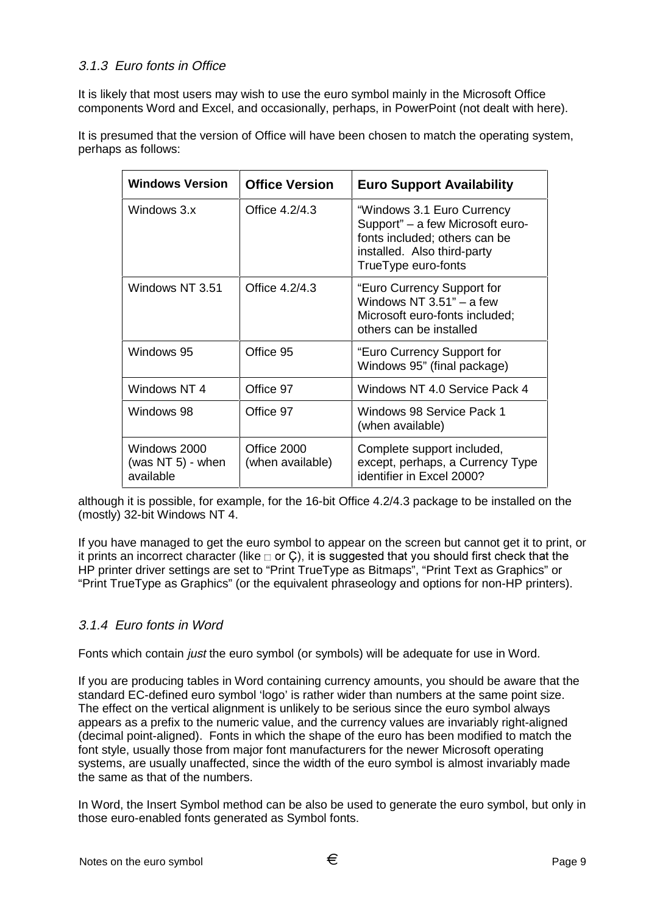### 3.1.3 Euro fonts in Office

It is likely that most users may wish to use the euro symbol mainly in the Microsoft Office components Word and Excel, and occasionally, perhaps, in PowerPoint (not dealt with here).

It is presumed that the version of Office will have been chosen to match the operating system, perhaps as follows:

| Windows Version | Office Version | Euro Support Availability |
|---|---|---|
| Windows 3.x | Office 4.2/4.3 | "Windows 3.1 Euro Currency Support" – a few Microsoft euro-fonts included; others can be installed. Also third-party TrueType euro-fonts |
| Windows NT 3.51 | Office 4.2/4.3 | "Euro Currency Support for Windows NT 3.51" – a few Microsoft euro-fonts included; others can be installed |
| Windows 95 | Office 95 | "Euro Currency Support for Windows 95" (final package) |
| Windows NT 4 | Office 97 | Windows NT 4.0 Service Pack 4 |
| Windows 98 | Office 97 | Windows 98 Service Pack 1 (when available) |
| Windows 2000 (was NT 5) - when available | Office 2000 (when available) | Complete support included, except, perhaps, a Currency Type identifier in Excel 2000? |

although it is possible, for example, for the 16-bit Office 4.2/4.3 package to be installed on the (mostly) 32-bit Windows NT 4.

If you have managed to get the euro symbol to appear on the screen but cannot get it to print, or it prints an incorrect character (like □ or Ç), it is suggested that you should first check that the HP printer driver settings are set to "Print TrueType as Bitmaps", "Print Text as Graphics" or "Print TrueType as Graphics" (or the equivalent phraseology and options for non-HP printers).

### 3.1.4 Euro fonts in Word

Fonts which contain *just* the euro symbol (or symbols) will be adequate for use in Word.

If you are producing tables in Word containing currency amounts, you should be aware that the standard EC-defined euro symbol 'logo' is rather wider than numbers at the same point size. The effect on the vertical alignment is unlikely to be serious since the euro symbol always appears as a prefix to the numeric value, and the currency values are invariably right-aligned (decimal point-aligned). Fonts in which the shape of the euro has been modified to match the font style, usually those from major font manufacturers for the newer Microsoft operating systems, are usually unaffected, since the width of the euro symbol is almost invariably made the same as that of the numbers.

In Word, the Insert Symbol method can be also be used to generate the euro symbol, but only in those euro-enabled fonts generated as Symbol fonts.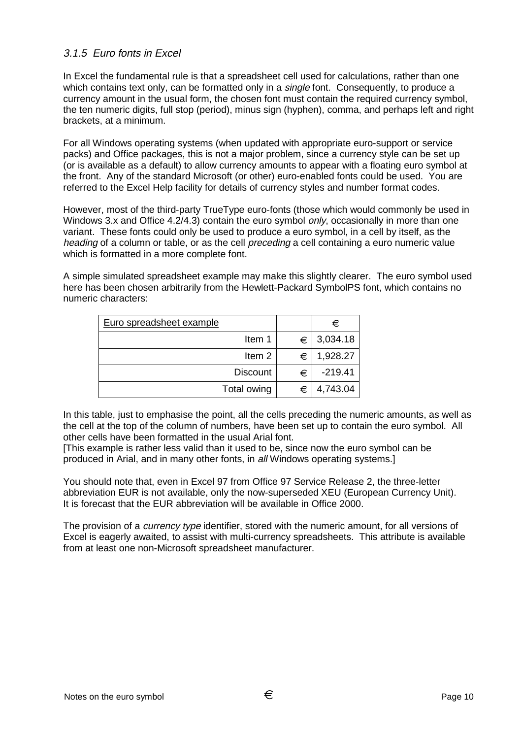### *3.1.5 Euro fonts in Excel*

In Excel the fundamental rule is that a spreadsheet cell used for calculations, rather than one which contains text only, can be formatted only in a *single* font. Consequently, to produce a currency amount in the usual form, the chosen font must contain the required currency symbol, the ten numeric digits, full stop (period), minus sign (hyphen), comma, and perhaps left and right brackets, at a minimum.

For all Windows operating systems (when updated with appropriate euro-support or service packs) and Office packages, this is not a major problem, since a currency style can be set up (or is available as a default) to allow currency amounts to appear with a floating euro symbol at the front. Any of the standard Microsoft (or other) euro-enabled fonts could be used. You are referred to the Excel Help facility for details of currency styles and number format codes.

However, most of the third-party TrueType euro-fonts (those which would commonly be used in Windows 3.x and Office 4.2/4.3) contain the euro symbol *only*, occasionally in more than one variant. These fonts could only be used to produce a euro symbol, in a cell by itself, as the *heading* of a column or table, or as the cell *preceding* a cell containing a euro numeric value which is formatted in a more complete font.

A simple simulated spreadsheet example may make this slightly clearer. The euro symbol used here has been chosen arbitrarily from the Hewlett-Packard SymbolPS font, which contains no numeric characters:

| Euro spreadsheet example | | € |
|---:|---:|---:|
| Item 1 | € | 3,034.18 |
| Item 2 | € | 1,928.27 |
| Discount | € | -219.41 |
| Total owing | € | 4,743.04 |

In this table, just to emphasise the point, all the cells preceding the numeric amounts, as well as the cell at the top of the column of numbers, have been set up to contain the euro symbol. All other cells have been formatted in the usual Arial font.
[This example is rather less valid than it used to be, since now the euro symbol can be produced in Arial, and in many other fonts, in *all* Windows operating systems.]

You should note that, even in Excel 97 from Office 97 Service Release 2, the three-letter abbreviation EUR is not available, only the now-superseded XEU (European Currency Unit). It is forecast that the EUR abbreviation will be available in Office 2000.

The provision of a *currency type* identifier, stored with the numeric amount, for all versions of Excel is eagerly awaited, to assist with multi-currency spreadsheets. This attribute is available from at least one non-Microsoft spreadsheet manufacturer.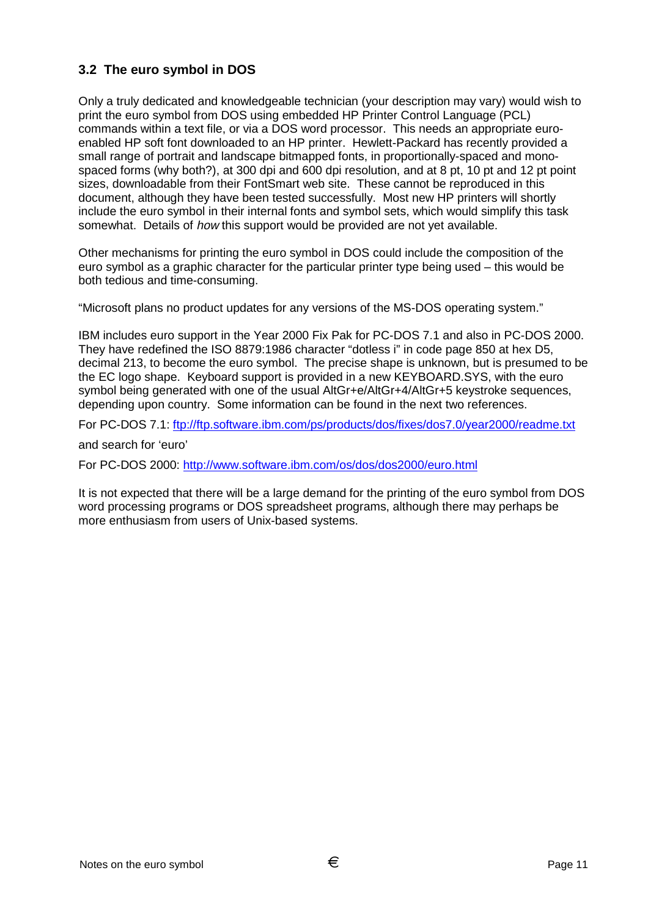## 3.2 The euro symbol in DOS

Only a truly dedicated and knowledgeable technician (your description may vary) would wish to print the euro symbol from DOS using embedded HP Printer Control Language (PCL) commands within a text file, or via a DOS word processor. This needs an appropriate euro-enabled HP soft font downloaded to an HP printer. Hewlett-Packard has recently provided a small range of portrait and landscape bitmapped fonts, in proportionally-spaced and mono-spaced forms (why both?), at 300 dpi and 600 dpi resolution, and at 8 pt, 10 pt and 12 pt point sizes, downloadable from their FontSmart web site. These cannot be reproduced in this document, although they have been tested successfully. Most new HP printers will shortly include the euro symbol in their internal fonts and symbol sets, which would simplify this task somewhat. Details of *how* this support would be provided are not yet available.

Other mechanisms for printing the euro symbol in DOS could include the composition of the euro symbol as a graphic character for the particular printer type being used – this would be both tedious and time-consuming.

"Microsoft plans no product updates for any versions of the MS-DOS operating system."

IBM includes euro support in the Year 2000 Fix Pak for PC-DOS 7.1 and also in PC-DOS 2000. They have redefined the ISO 8879:1986 character "dotless i" in code page 850 at hex D5, decimal 213, to become the euro symbol. The precise shape is unknown, but is presumed to be the EC logo shape. Keyboard support is provided in a new KEYBOARD.SYS, with the euro symbol being generated with one of the usual AltGr+e/AltGr+4/AltGr+5 keystroke sequences, depending upon country. Some information can be found in the next two references.

For PC-DOS 7.1: ftp://ftp.software.ibm.com/ps/products/dos/fixes/dos7.0/year2000/readme.txt

and search for 'euro'

For PC-DOS 2000: http://www.software.ibm.com/os/dos/dos2000/euro.html

It is not expected that there will be a large demand for the printing of the euro symbol from DOS word processing programs or DOS spreadsheet programs, although there may perhaps be more enthusiasm from users of Unix-based systems.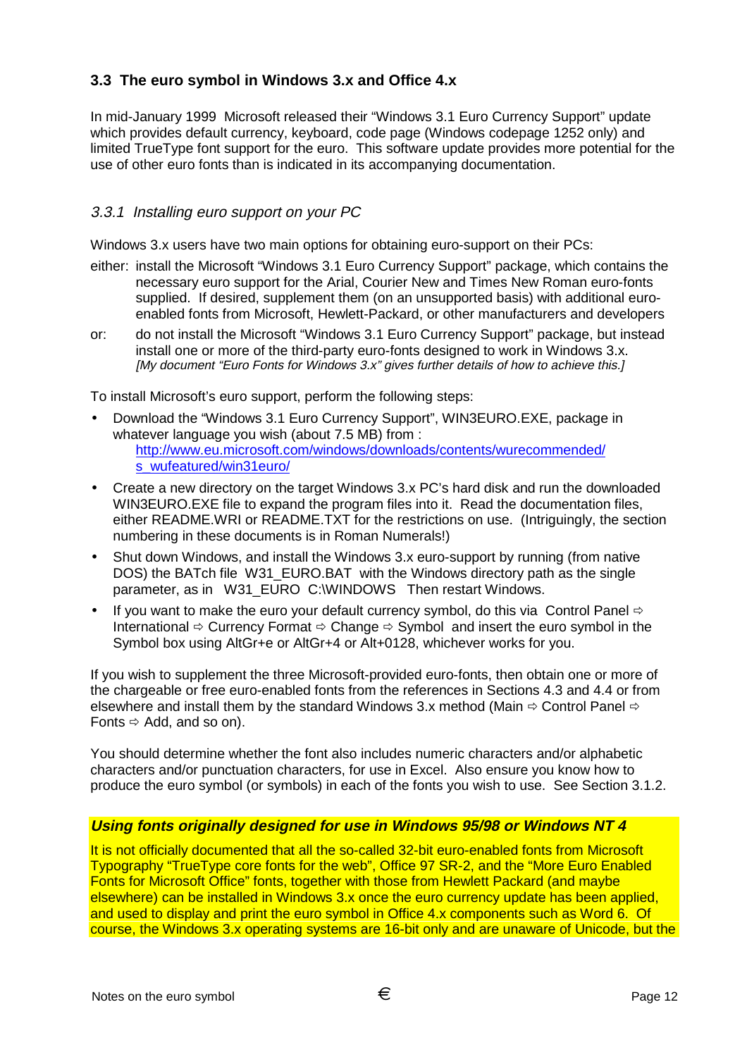### 3.3 The euro symbol in Windows 3.x and Office 4.x

In mid-January 1999 Microsoft released their "Windows 3.1 Euro Currency Support" update which provides default currency, keyboard, code page (Windows codepage 1252 only) and limited TrueType font support for the euro. This software update provides more potential for the use of other euro fonts than is indicated in its accompanying documentation.

#### *3.3.1 Installing euro support on your PC*

Windows 3.x users have two main options for obtaining euro-support on their PCs:

either: install the Microsoft "Windows 3.1 Euro Currency Support" package, which contains the necessary euro support for the Arial, Courier New and Times New Roman euro-fonts supplied. If desired, supplement them (on an unsupported basis) with additional euro-enabled fonts from Microsoft, Hewlett-Packard, or other manufacturers and developers

or: do not install the Microsoft "Windows 3.1 Euro Currency Support" package, but instead install one or more of the third-party euro-fonts designed to work in Windows 3.x. *[My document "Euro Fonts for Windows 3.x" gives further details of how to achieve this.]*

To install Microsoft's euro support, perform the following steps:

- Download the "Windows 3.1 Euro Currency Support", WIN3EURO.EXE, package in whatever language you wish (about 7.5 MB) from : http://www.eu.microsoft.com/windows/downloads/contents/wurecommended/s_wufeatured/win31euro/
- Create a new directory on the target Windows 3.x PC's hard disk and run the downloaded WIN3EURO.EXE file to expand the program files into it. Read the documentation files, either README.WRI or README.TXT for the restrictions on use. (Intriguingly, the section numbering in these documents is in Roman Numerals!)
- Shut down Windows, and install the Windows 3.x euro-support by running (from native DOS) the BATch file W31_EURO.BAT with the Windows directory path as the single parameter, as in W31_EURO C:\WINDOWS Then restart Windows.
- If you want to make the euro your default currency symbol, do this via Control Panel ⇨ International ⇨ Currency Format ⇨ Change ⇨ Symbol and insert the euro symbol in the Symbol box using AltGr+e or AltGr+4 or Alt+0128, whichever works for you.

If you wish to supplement the three Microsoft-provided euro-fonts, then obtain one or more of the chargeable or free euro-enabled fonts from the references in Sections 4.3 and 4.4 or from elsewhere and install them by the standard Windows 3.x method (Main ⇨ Control Panel ⇨ Fonts ⇨ Add, and so on).

You should determine whether the font also includes numeric characters and/or alphabetic characters and/or punctuation characters, for use in Excel. Also ensure you know how to produce the euro symbol (or symbols) in each of the fonts you wish to use. See Section 3.1.2.

***Using fonts originally designed for use in Windows 95/98 or Windows NT 4***

It is not officially documented that all the so-called 32-bit euro-enabled fonts from Microsoft Typography "TrueType core fonts for the web", Office 97 SR-2, and the "More Euro Enabled Fonts for Microsoft Office" fonts, together with those from Hewlett Packard (and maybe elsewhere) can be installed in Windows 3.x once the euro currency update has been applied, and used to display and print the euro symbol in Office 4.x components such as Word 6. Of course, the Windows 3.x operating systems are 16-bit only and are unaware of Unicode, but the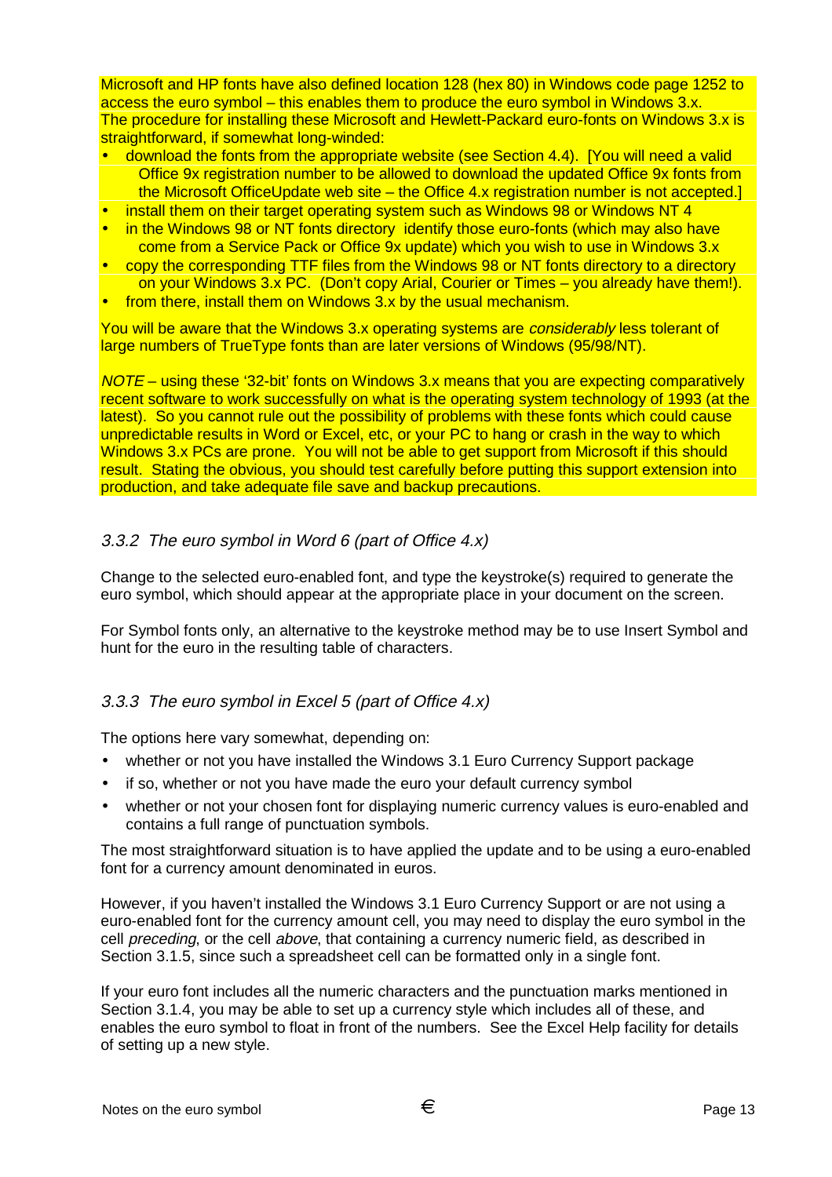Microsoft and HP fonts have also defined location 128 (hex 80) in Windows code page 1252 to access the euro symbol – this enables them to produce the euro symbol in Windows 3.x. The procedure for installing these Microsoft and Hewlett-Packard euro-fonts on Windows 3.x is straightforward, if somewhat long-winded:

- download the fonts from the appropriate website (see Section 4.4). [You will need a valid Office 9x registration number to be allowed to download the updated Office 9x fonts from the Microsoft OfficeUpdate web site – the Office 4.x registration number is not accepted.]
- install them on their target operating system such as Windows 98 or Windows NT 4
- in the Windows 98 or NT fonts directory identify those euro-fonts (which may also have come from a Service Pack or Office 9x update) which you wish to use in Windows 3.x
- copy the corresponding TTF files from the Windows 98 or NT fonts directory to a directory on your Windows 3.x PC. (Don't copy Arial, Courier or Times – you already have them!).
- from there, install them on Windows 3.x by the usual mechanism.

You will be aware that the Windows 3.x operating systems are *considerably* less tolerant of large numbers of TrueType fonts than are later versions of Windows (95/98/NT).

*NOTE* – using these '32-bit' fonts on Windows 3.x means that you are expecting comparatively recent software to work successfully on what is the operating system technology of 1993 (at the latest). So you cannot rule out the possibility of problems with these fonts which could cause unpredictable results in Word or Excel, etc, or your PC to hang or crash in the way to which Windows 3.x PCs are prone. You will not be able to get support from Microsoft if this should result. Stating the obvious, you should test carefully before putting this support extension into production, and take adequate file save and backup precautions.

### *3.3.2 The euro symbol in Word 6 (part of Office 4.x)*

Change to the selected euro-enabled font, and type the keystroke(s) required to generate the euro symbol, which should appear at the appropriate place in your document on the screen.

For Symbol fonts only, an alternative to the keystroke method may be to use Insert Symbol and hunt for the euro in the resulting table of characters.

### *3.3.3 The euro symbol in Excel 5 (part of Office 4.x)*

The options here vary somewhat, depending on:

- whether or not you have installed the Windows 3.1 Euro Currency Support package
- if so, whether or not you have made the euro your default currency symbol
- whether or not your chosen font for displaying numeric currency values is euro-enabled and contains a full range of punctuation symbols.

The most straightforward situation is to have applied the update and to be using a euro-enabled font for a currency amount denominated in euros.

However, if you haven't installed the Windows 3.1 Euro Currency Support or are not using a euro-enabled font for the currency amount cell, you may need to display the euro symbol in the cell *preceding*, or the cell *above*, that containing a currency numeric field, as described in Section 3.1.5, since such a spreadsheet cell can be formatted only in a single font.

If your euro font includes all the numeric characters and the punctuation marks mentioned in Section 3.1.4, you may be able to set up a currency style which includes all of these, and enables the euro symbol to float in front of the numbers. See the Excel Help facility for details of setting up a new style.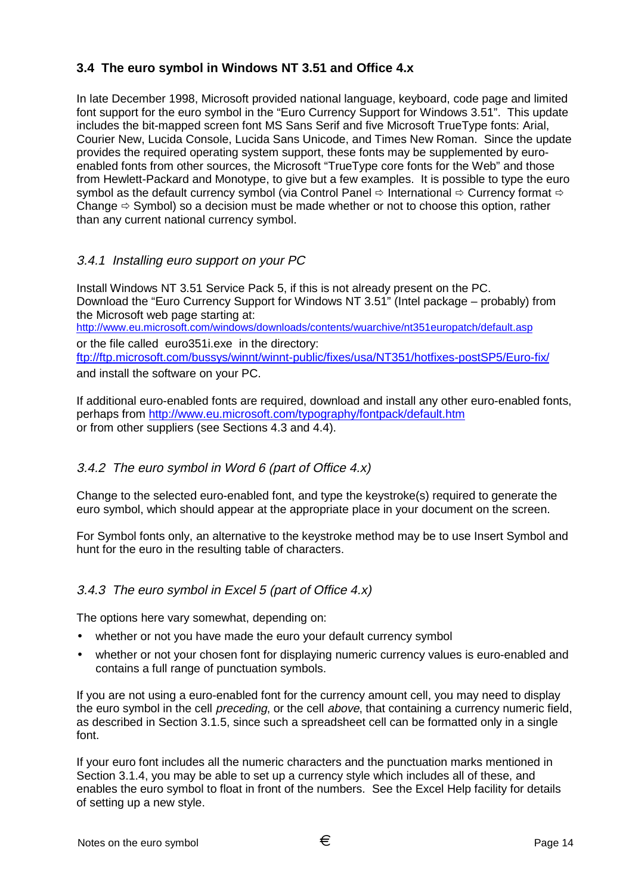## 3.4 The euro symbol in Windows NT 3.51 and Office 4.x

In late December 1998, Microsoft provided national language, keyboard, code page and limited font support for the euro symbol in the "Euro Currency Support for Windows 3.51". This update includes the bit-mapped screen font MS Sans Serif and five Microsoft TrueType fonts: Arial, Courier New, Lucida Console, Lucida Sans Unicode, and Times New Roman. Since the update provides the required operating system support, these fonts may be supplemented by euro-enabled fonts from other sources, the Microsoft "TrueType core fonts for the Web" and those from Hewlett-Packard and Monotype, to give but a few examples. It is possible to type the euro symbol as the default currency symbol (via Control Panel ⇨ International ⇨ Currency format ⇨ Change ⇨ Symbol) so a decision must be made whether or not to choose this option, rather than any current national currency symbol.

### *3.4.1 Installing euro support on your PC*

Install Windows NT 3.51 Service Pack 5, if this is not already present on the PC.
Download the "Euro Currency Support for Windows NT 3.51" (Intel package – probably) from the Microsoft web page starting at:
http://www.eu.microsoft.com/windows/downloads/contents/wuarchive/nt351europatch/default.asp
or the file called euro351i.exe in the directory:
ftp://ftp.microsoft.com/bussys/winnt/winnt-public/fixes/usa/NT351/hotfixes-postSP5/Euro-fix/
and install the software on your PC.

If additional euro-enabled fonts are required, download and install any other euro-enabled fonts, perhaps from http://www.eu.microsoft.com/typography/fontpack/default.htm
or from other suppliers (see Sections 4.3 and 4.4).

### *3.4.2 The euro symbol in Word 6 (part of Office 4.x)*

Change to the selected euro-enabled font, and type the keystroke(s) required to generate the euro symbol, which should appear at the appropriate place in your document on the screen.

For Symbol fonts only, an alternative to the keystroke method may be to use Insert Symbol and hunt for the euro in the resulting table of characters.

### *3.4.3 The euro symbol in Excel 5 (part of Office 4.x)*

The options here vary somewhat, depending on:

- whether or not you have made the euro your default currency symbol
- whether or not your chosen font for displaying numeric currency values is euro-enabled and contains a full range of punctuation symbols.

If you are not using a euro-enabled font for the currency amount cell, you may need to display the euro symbol in the cell *preceding*, or the cell *above*, that containing a currency numeric field, as described in Section 3.1.5, since such a spreadsheet cell can be formatted only in a single font.

If your euro font includes all the numeric characters and the punctuation marks mentioned in Section 3.1.4, you may be able to set up a currency style which includes all of these, and enables the euro symbol to float in front of the numbers. See the Excel Help facility for details of setting up a new style.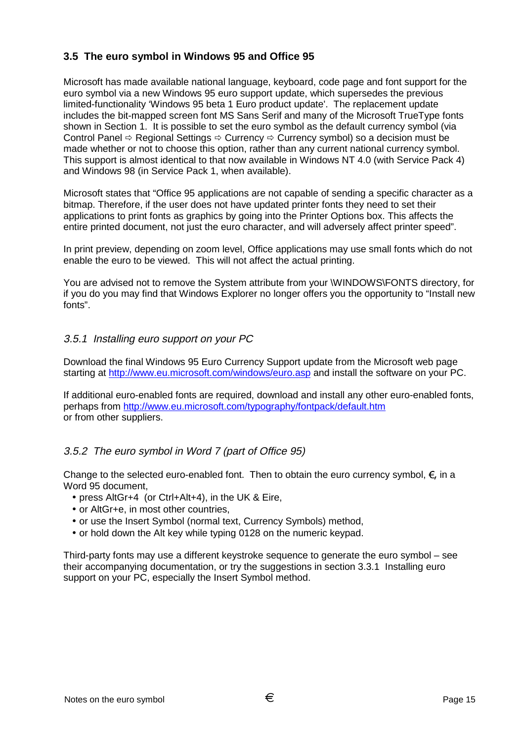## 3.5 The euro symbol in Windows 95 and Office 95

Microsoft has made available national language, keyboard, code page and font support for the euro symbol via a new Windows 95 euro support update, which supersedes the previous limited-functionality 'Windows 95 beta 1 Euro product update'. The replacement update includes the bit-mapped screen font MS Sans Serif and many of the Microsoft TrueType fonts shown in Section 1. It is possible to set the euro symbol as the default currency symbol (via Control Panel ⇨ Regional Settings ⇨ Currency ⇨ Currency symbol) so a decision must be made whether or not to choose this option, rather than any current national currency symbol. This support is almost identical to that now available in Windows NT 4.0 (with Service Pack 4) and Windows 98 (in Service Pack 1, when available).

Microsoft states that "Office 95 applications are not capable of sending a specific character as a bitmap. Therefore, if the user does not have updated printer fonts they need to set their applications to print fonts as graphics by going into the Printer Options box. This affects the entire printed document, not just the euro character, and will adversely affect printer speed".

In print preview, depending on zoom level, Office applications may use small fonts which do not enable the euro to be viewed. This will not affect the actual printing.

You are advised not to remove the System attribute from your \WINDOWS\FONTS directory, for if you do you may find that Windows Explorer no longer offers you the opportunity to "Install new fonts".

### *3.5.1 Installing euro support on your PC*

Download the final Windows 95 Euro Currency Support update from the Microsoft web page starting at http://www.eu.microsoft.com/windows/euro.asp and install the software on your PC.

If additional euro-enabled fonts are required, download and install any other euro-enabled fonts, perhaps from http://www.eu.microsoft.com/typography/fontpack/default.htm or from other suppliers.

### *3.5.2 The euro symbol in Word 7 (part of Office 95)*

Change to the selected euro-enabled font. Then to obtain the euro currency symbol, €, in a Word 95 document,

- press AltGr+4 (or Ctrl+Alt+4), in the UK & Eire,
- or AltGr+e, in most other countries,
- or use the Insert Symbol (normal text, Currency Symbols) method,
- or hold down the Alt key while typing 0128 on the numeric keypad.

Third-party fonts may use a different keystroke sequence to generate the euro symbol – see their accompanying documentation, or try the suggestions in section 3.3.1 Installing euro support on your PC, especially the Insert Symbol method.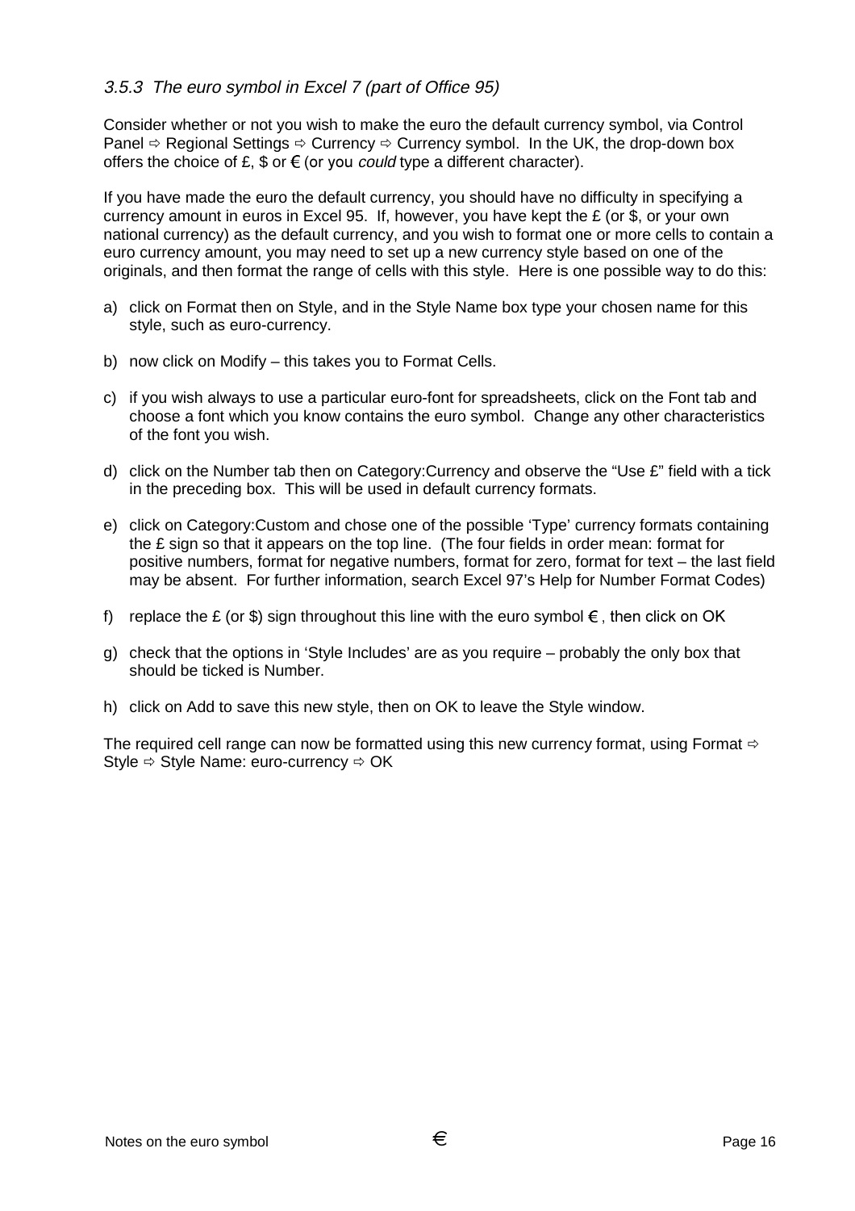### *3.5.3 The euro symbol in Excel 7 (part of Office 95)*

Consider whether or not you wish to make the euro the default currency symbol, via Control Panel ⇨ Regional Settings ⇨ Currency ⇨ Currency symbol. In the UK, the drop-down box offers the choice of £, $ or € (or you *could* type a different character).

If you have made the euro the default currency, you should have no difficulty in specifying a currency amount in euros in Excel 95. If, however, you have kept the £ (or $, or your own national currency) as the default currency, and you wish to format one or more cells to contain a euro currency amount, you may need to set up a new currency style based on one of the originals, and then format the range of cells with this style. Here is one possible way to do this:

a) click on Format then on Style, and in the Style Name box type your chosen name for this style, such as euro-currency.

b) now click on Modify – this takes you to Format Cells.

c) if you wish always to use a particular euro-font for spreadsheets, click on the Font tab and choose a font which you know contains the euro symbol. Change any other characteristics of the font you wish.

d) click on the Number tab then on Category:Currency and observe the "Use £" field with a tick in the preceding box. This will be used in default currency formats.

e) click on Category:Custom and chose one of the possible 'Type' currency formats containing the £ sign so that it appears on the top line. (The four fields in order mean: format for positive numbers, format for negative numbers, format for zero, format for text – the last field may be absent. For further information, search Excel 97's Help for Number Format Codes)

f) replace the £ (or $) sign throughout this line with the euro symbol € , then click on OK

g) check that the options in 'Style Includes' are as you require – probably the only box that should be ticked is Number.

h) click on Add to save this new style, then on OK to leave the Style window.

The required cell range can now be formatted using this new currency format, using Format ⇨ Style ⇨ Style Name: euro-currency ⇨ OK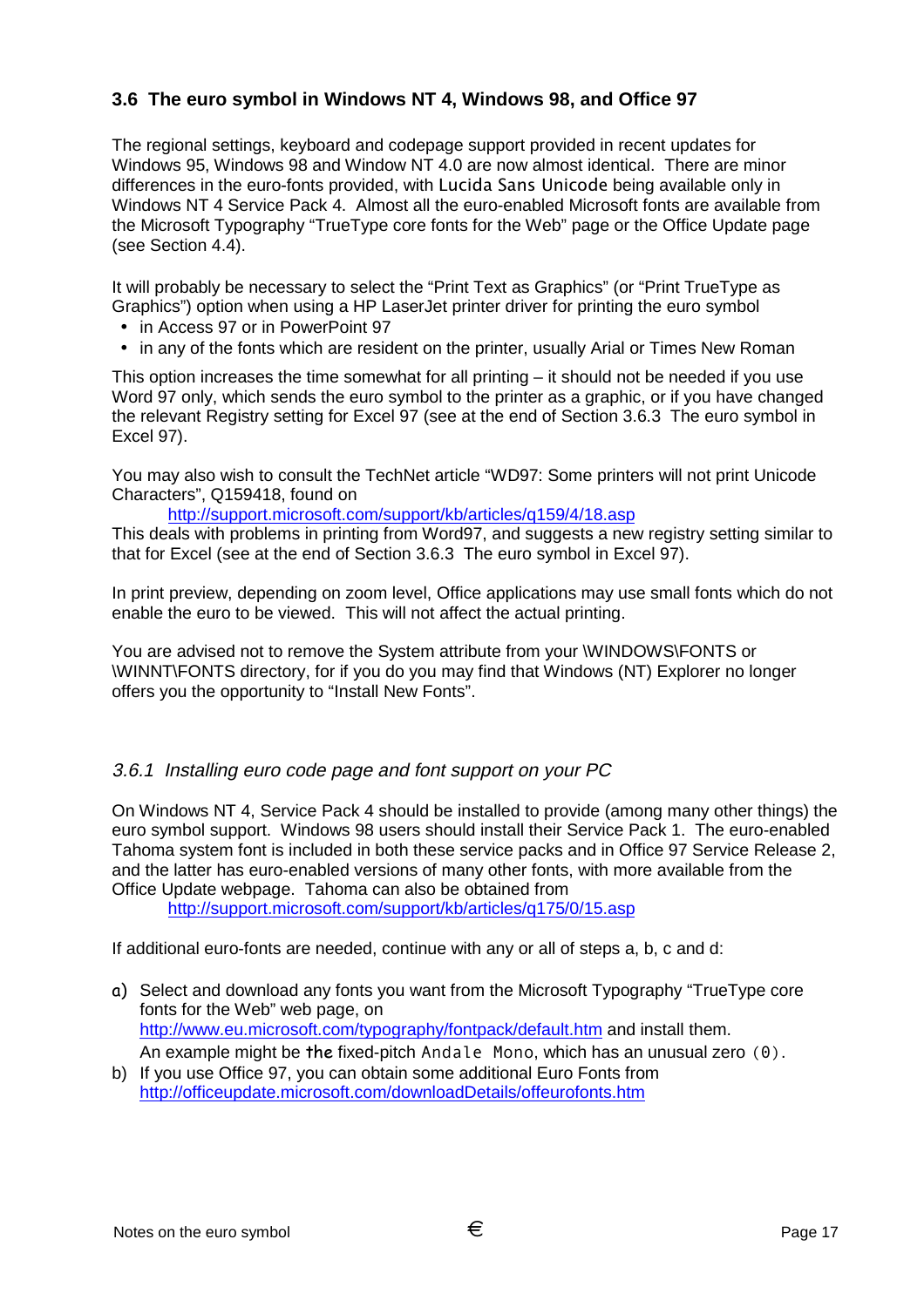## 3.6 The euro symbol in Windows NT 4, Windows 98, and Office 97

The regional settings, keyboard and codepage support provided in recent updates for Windows 95, Windows 98 and Window NT 4.0 are now almost identical. There are minor differences in the euro-fonts provided, with Lucida Sans Unicode being available only in Windows NT 4 Service Pack 4. Almost all the euro-enabled Microsoft fonts are available from the Microsoft Typography "TrueType core fonts for the Web" page or the Office Update page (see Section 4.4).

It will probably be necessary to select the "Print Text as Graphics" (or "Print TrueType as Graphics") option when using a HP LaserJet printer driver for printing the euro symbol

- in Access 97 or in PowerPoint 97
- in any of the fonts which are resident on the printer, usually Arial or Times New Roman

This option increases the time somewhat for all printing – it should not be needed if you use Word 97 only, which sends the euro symbol to the printer as a graphic, or if you have changed the relevant Registry setting for Excel 97 (see at the end of Section 3.6.3 The euro symbol in Excel 97).

You may also wish to consult the TechNet article "WD97: Some printers will not print Unicode Characters", Q159418, found on

http://support.microsoft.com/support/kb/articles/q159/4/18.asp

This deals with problems in printing from Word97, and suggests a new registry setting similar to that for Excel (see at the end of Section 3.6.3 The euro symbol in Excel 97).

In print preview, depending on zoom level, Office applications may use small fonts which do not enable the euro to be viewed. This will not affect the actual printing.

You are advised not to remove the System attribute from your \WINDOWS\FONTS or \WINNT\FONTS directory, for if you do you may find that Windows (NT) Explorer no longer offers you the opportunity to "Install New Fonts".

### *3.6.1 Installing euro code page and font support on your PC*

On Windows NT 4, Service Pack 4 should be installed to provide (among many other things) the euro symbol support. Windows 98 users should install their Service Pack 1. The euro-enabled Tahoma system font is included in both these service packs and in Office 97 Service Release 2, and the latter has euro-enabled versions of many other fonts, with more available from the Office Update webpage. Tahoma can also be obtained from

http://support.microsoft.com/support/kb/articles/q175/0/15.asp

If additional euro-fonts are needed, continue with any or all of steps a, b, c and d:

a) Select and download any fonts you want from the Microsoft Typography "TrueType core fonts for the Web" web page, on http://www.eu.microsoft.com/typography/fontpack/default.htm and install them. An example might be the fixed-pitch `Andale Mono`, which has an unusual zero `(0)`.
b) If you use Office 97, you can obtain some additional Euro Fonts from http://officeupdate.microsoft.com/downloadDetails/offeurofonts.htm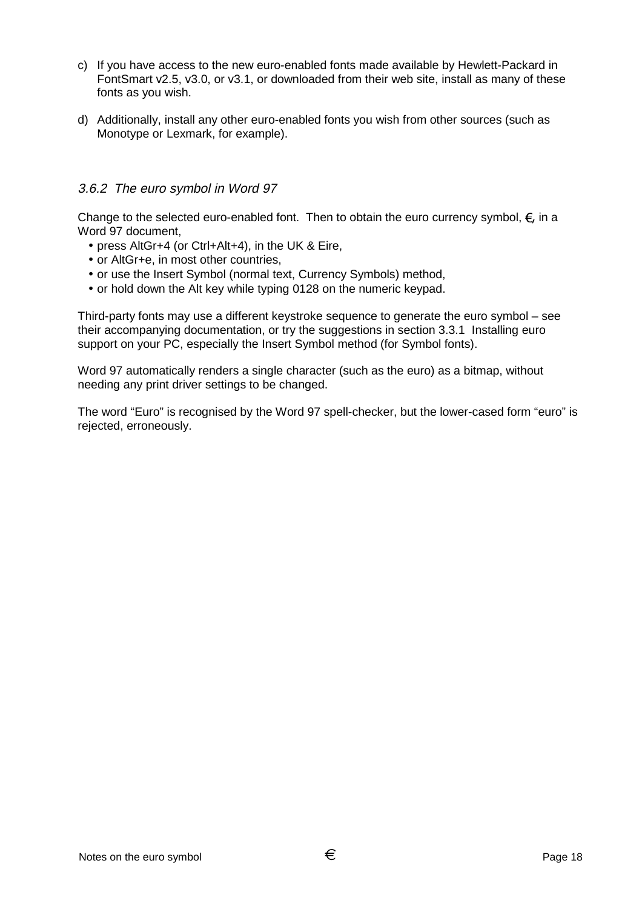c) If you have access to the new euro-enabled fonts made available by Hewlett-Packard in FontSmart v2.5, v3.0, or v3.1, or downloaded from their web site, install as many of these fonts as you wish.

d) Additionally, install any other euro-enabled fonts you wish from other sources (such as Monotype or Lexmark, for example).

### *3.6.2 The euro symbol in Word 97*

Change to the selected euro-enabled font. Then to obtain the euro currency symbol, €, in a Word 97 document,

- press AltGr+4 (or Ctrl+Alt+4), in the UK & Eire,
- or AltGr+e, in most other countries,
- or use the Insert Symbol (normal text, Currency Symbols) method,
- or hold down the Alt key while typing 0128 on the numeric keypad.

Third-party fonts may use a different keystroke sequence to generate the euro symbol – see their accompanying documentation, or try the suggestions in section 3.3.1 Installing euro support on your PC, especially the Insert Symbol method (for Symbol fonts).

Word 97 automatically renders a single character (such as the euro) as a bitmap, without needing any print driver settings to be changed.

The word “Euro” is recognised by the Word 97 spell-checker, but the lower-cased form “euro” is rejected, erroneously.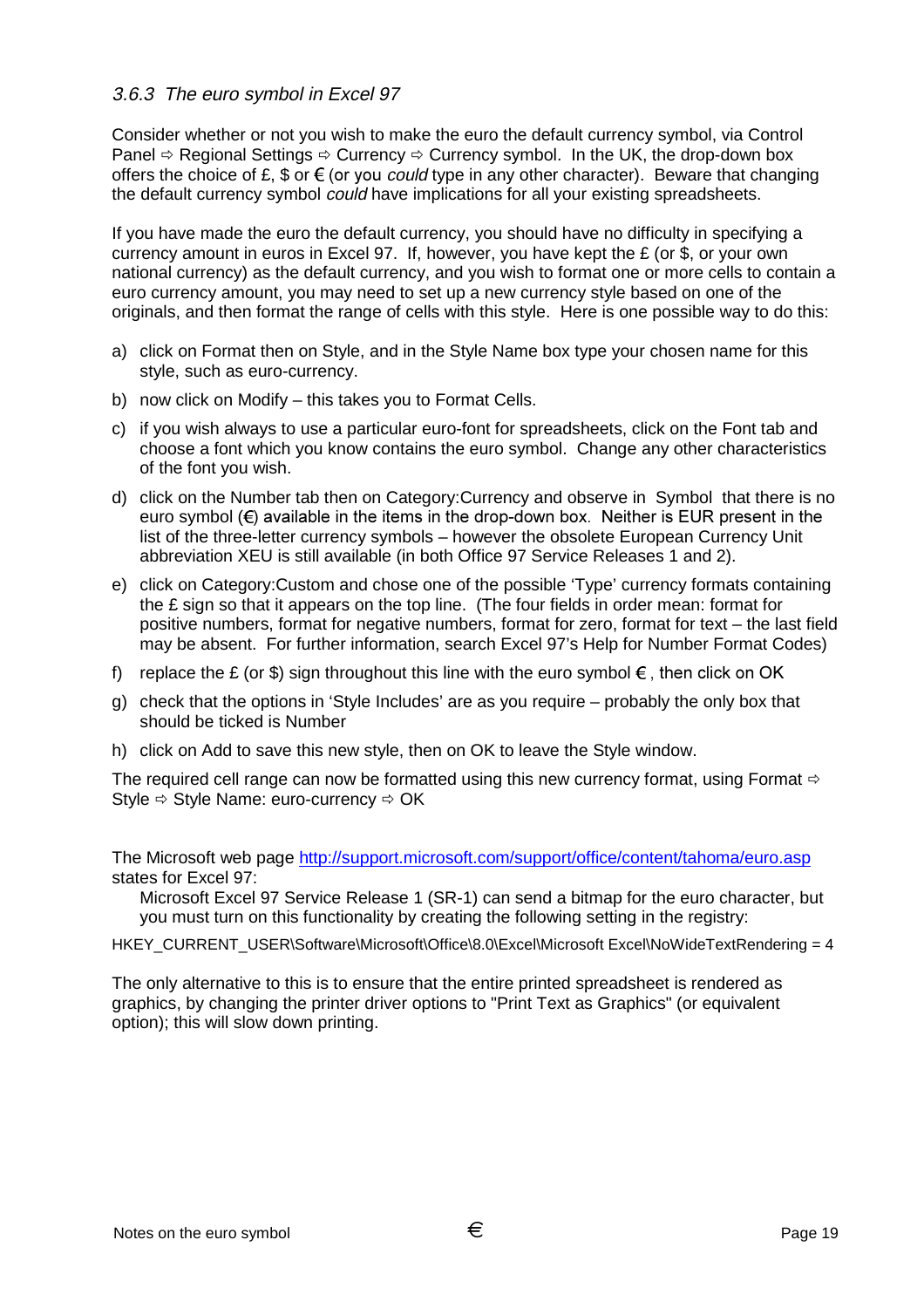### 3.6.3 *The euro symbol in Excel 97*

Consider whether or not you wish to make the euro the default currency symbol, via Control Panel ⇨ Regional Settings ⇨ Currency ⇨ Currency symbol. In the UK, the drop-down box offers the choice of £, $ or € (or you *could* type in any other character). Beware that changing the default currency symbol *could* have implications for all your existing spreadsheets.

If you have made the euro the default currency, you should have no difficulty in specifying a currency amount in euros in Excel 97. If, however, you have kept the £ (or $, or your own national currency) as the default currency, and you wish to format one or more cells to contain a euro currency amount, you may need to set up a new currency style based on one of the originals, and then format the range of cells with this style. Here is one possible way to do this:

a) click on Format then on Style, and in the Style Name box type your chosen name for this style, such as euro-currency.
b) now click on Modify – this takes you to Format Cells.
c) if you wish always to use a particular euro-font for spreadsheets, click on the Font tab and choose a font which you know contains the euro symbol. Change any other characteristics of the font you wish.
d) click on the Number tab then on Category:Currency and observe in Symbol that there is no euro symbol (€) available in the items in the drop-down box. Neither is EUR present in the list of the three-letter currency symbols – however the obsolete European Currency Unit abbreviation XEU is still available (in both Office 97 Service Releases 1 and 2).
e) click on Category:Custom and chose one of the possible 'Type' currency formats containing the £ sign so that it appears on the top line. (The four fields in order mean: format for positive numbers, format for negative numbers, format for zero, format for text – the last field may be absent. For further information, search Excel 97's Help for Number Format Codes)
f) replace the £ (or $) sign throughout this line with the euro symbol € , then click on OK
g) check that the options in 'Style Includes' are as you require – probably the only box that should be ticked is Number
h) click on Add to save this new style, then on OK to leave the Style window.

The required cell range can now be formatted using this new currency format, using Format ⇨ Style ⇨ Style Name: euro-currency ⇨ OK

The Microsoft web page http://support.microsoft.com/support/office/content/tahoma/euro.asp states for Excel 97:

> Microsoft Excel 97 Service Release 1 (SR-1) can send a bitmap for the euro character, but you must turn on this functionality by creating the following setting in the registry:

HKEY_CURRENT_USER\Software\Microsoft\Office\8.0\Excel\Microsoft Excel\NoWideTextRendering = 4

The only alternative to this is to ensure that the entire printed spreadsheet is rendered as graphics, by changing the printer driver options to "Print Text as Graphics" (or equivalent option); this will slow down printing.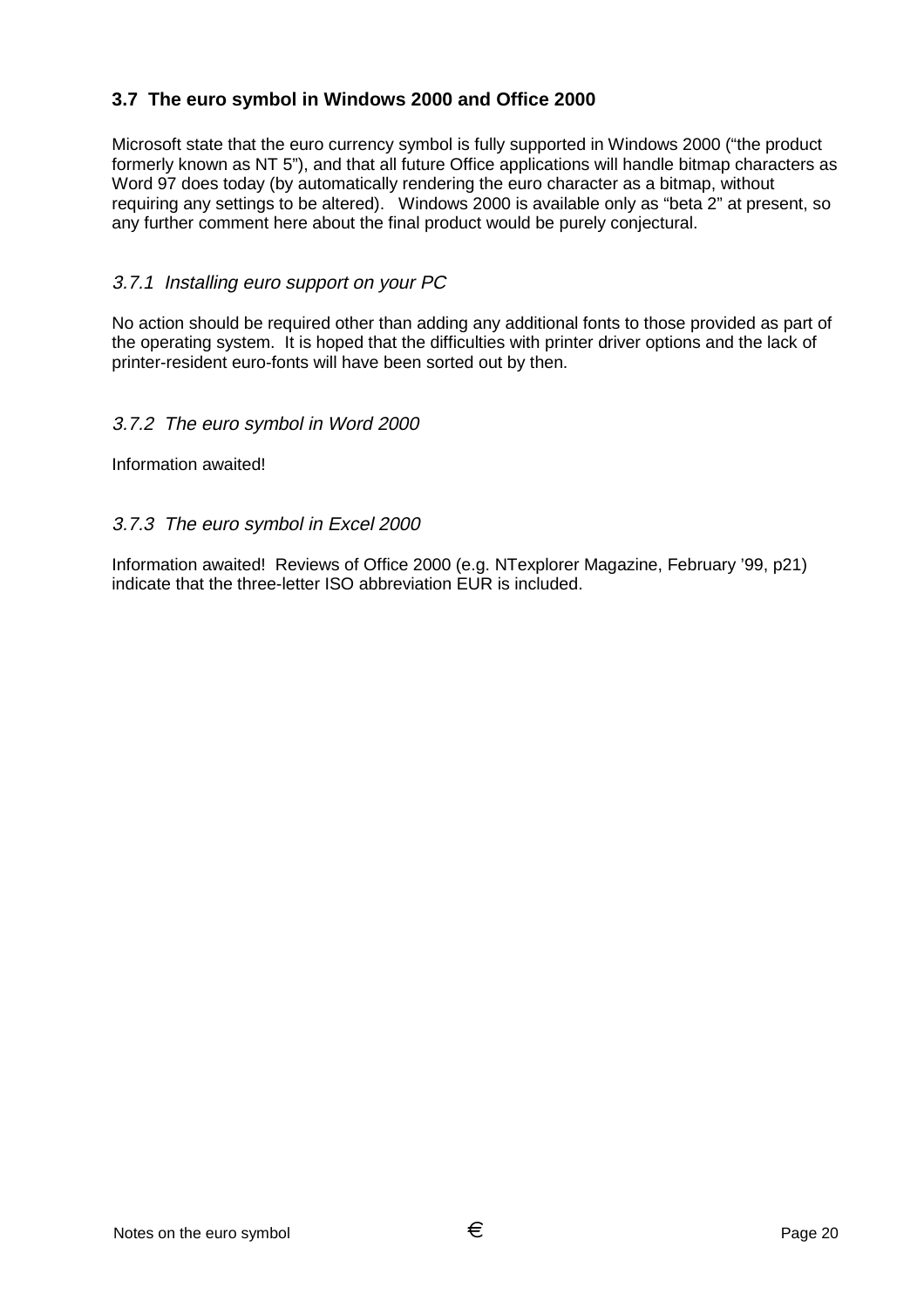## 3.7 The euro symbol in Windows 2000 and Office 2000

Microsoft state that the euro currency symbol is fully supported in Windows 2000 ("the product formerly known as NT 5"), and that all future Office applications will handle bitmap characters as Word 97 does today (by automatically rendering the euro character as a bitmap, without requiring any settings to be altered). Windows 2000 is available only as "beta 2" at present, so any further comment here about the final product would be purely conjectural.

### *3.7.1 Installing euro support on your PC*

No action should be required other than adding any additional fonts to those provided as part of the operating system. It is hoped that the difficulties with printer driver options and the lack of printer-resident euro-fonts will have been sorted out by then.

### *3.7.2 The euro symbol in Word 2000*

Information awaited!

### *3.7.3 The euro symbol in Excel 2000*

Information awaited! Reviews of Office 2000 (e.g. NTexplorer Magazine, February '99, p21) indicate that the three-letter ISO abbreviation EUR is included.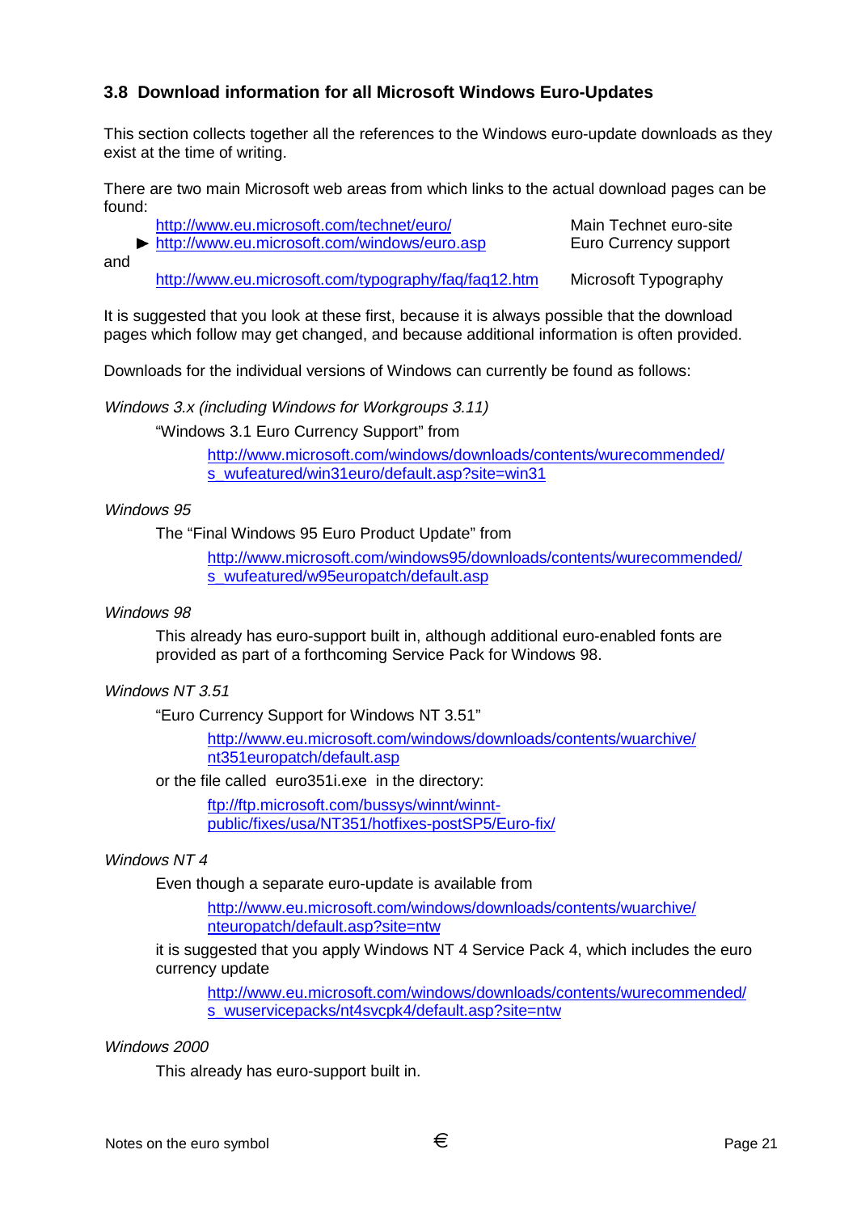### 3.8 Download information for all Microsoft Windows Euro-Updates

This section collects together all the references to the Windows euro-update downloads as they exist at the time of writing.

There are two main Microsoft web areas from which links to the actual download pages can be found:

| | |
|---|---|
| http://www.eu.microsoft.com/technet/euro/ | Main Technet euro-site |
| ► http://www.eu.microsoft.com/windows/euro.asp | Euro Currency support |

and

| | |
|---|---|
| http://www.eu.microsoft.com/typography/faq/faq12.htm | Microsoft Typography |

It is suggested that you look at these first, because it is always possible that the download pages which follow may get changed, and because additional information is often provided.

Downloads for the individual versions of Windows can currently be found as follows:

*Windows 3.x (including Windows for Workgroups 3.11)*

"Windows 3.1 Euro Currency Support" from

http://www.microsoft.com/windows/downloads/contents/wurecommended/s_wufeatured/win31euro/default.asp?site=win31

*Windows 95*

The "Final Windows 95 Euro Product Update" from

http://www.microsoft.com/windows95/downloads/contents/wurecommended/s_wufeatured/w95europatch/default.asp

*Windows 98*

This already has euro-support built in, although additional euro-enabled fonts are provided as part of a forthcoming Service Pack for Windows 98.

*Windows NT 3.51*

"Euro Currency Support for Windows NT 3.51"

http://www.eu.microsoft.com/windows/downloads/contents/wuarchive/nt351europatch/default.asp

or the file called euro351i.exe in the directory:

ftp://ftp.microsoft.com/bussys/winnt/winnt-public/fixes/usa/NT351/hotfixes-postSP5/Euro-fix/

*Windows NT 4*

Even though a separate euro-update is available from

http://www.eu.microsoft.com/windows/downloads/contents/wuarchive/nteuropatch/default.asp?site=ntw

it is suggested that you apply Windows NT 4 Service Pack 4, which includes the euro currency update

http://www.eu.microsoft.com/windows/downloads/contents/wurecommended/s_wuservicepacks/nt4svcpk4/default.asp?site=ntw

*Windows 2000*

This already has euro-support built in.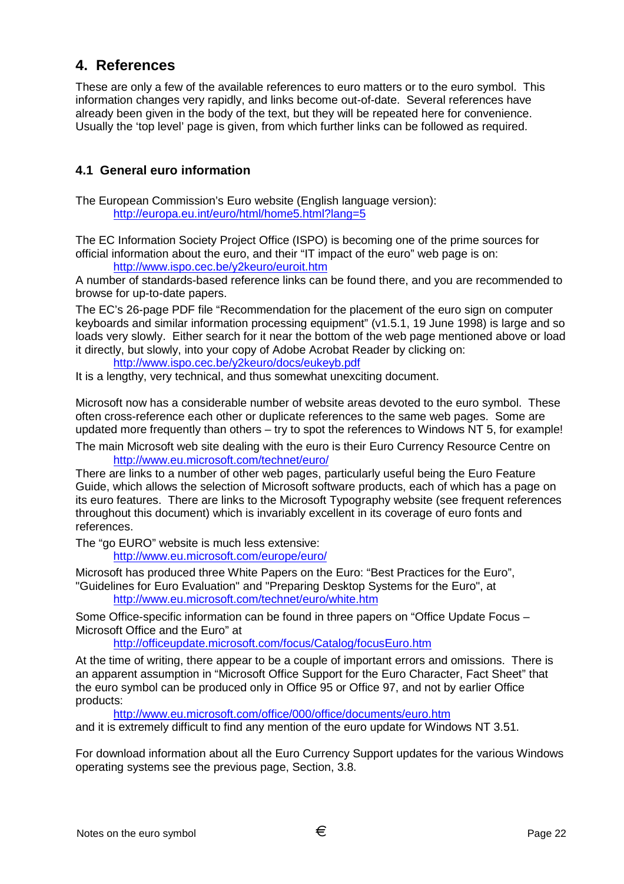# 4. References

These are only a few of the available references to euro matters or to the euro symbol. This information changes very rapidly, and links become out-of-date. Several references have already been given in the body of the text, but they will be repeated here for convenience. Usually the 'top level' page is given, from which further links can be followed as required.

## 4.1 General euro information

The European Commission's Euro website (English language version):
    http://europa.eu.int/euro/html/home5.html?lang=5

The EC Information Society Project Office (ISPO) is becoming one of the prime sources for official information about the euro, and their "IT impact of the euro" web page is on:
    http://www.ispo.cec.be/y2keuro/euroit.htm
A number of standards-based reference links can be found there, and you are recommended to browse for up-to-date papers.

The EC's 26-page PDF file "Recommendation for the placement of the euro sign on computer keyboards and similar information processing equipment" (v1.5.1, 19 June 1998) is large and so loads very slowly. Either search for it near the bottom of the web page mentioned above or load it directly, but slowly, into your copy of Adobe Acrobat Reader by clicking on:
    http://www.ispo.cec.be/y2keuro/docs/eukeyb.pdf
It is a lengthy, very technical, and thus somewhat unexciting document.

Microsoft now has a considerable number of website areas devoted to the euro symbol. These often cross-reference each other or duplicate references to the same web pages. Some are updated more frequently than others – try to spot the references to Windows NT 5, for example!

The main Microsoft web site dealing with the euro is their Euro Currency Resource Centre on
    http://www.eu.microsoft.com/technet/euro/
There are links to a number of other web pages, particularly useful being the Euro Feature Guide, which allows the selection of Microsoft software products, each of which has a page on its euro features. There are links to the Microsoft Typography website (see frequent references throughout this document) which is invariably excellent in its coverage of euro fonts and references.

The "go EURO" website is much less extensive:
    http://www.eu.microsoft.com/europe/euro/

Microsoft has produced three White Papers on the Euro: "Best Practices for the Euro", "Guidelines for Euro Evaluation" and "Preparing Desktop Systems for the Euro", at
    http://www.eu.microsoft.com/technet/euro/white.htm

Some Office-specific information can be found in three papers on "Office Update Focus – Microsoft Office and the Euro" at
    http://officeupdate.microsoft.com/focus/Catalog/focusEuro.htm

At the time of writing, there appear to be a couple of important errors and omissions. There is an apparent assumption in "Microsoft Office Support for the Euro Character, Fact Sheet" that the euro symbol can be produced only in Office 95 or Office 97, and not by earlier Office products:
    http://www.eu.microsoft.com/office/000/office/documents/euro.htm
and it is extremely difficult to find any mention of the euro update for Windows NT 3.51.

For download information about all the Euro Currency Support updates for the various Windows operating systems see the previous page, Section, 3.8.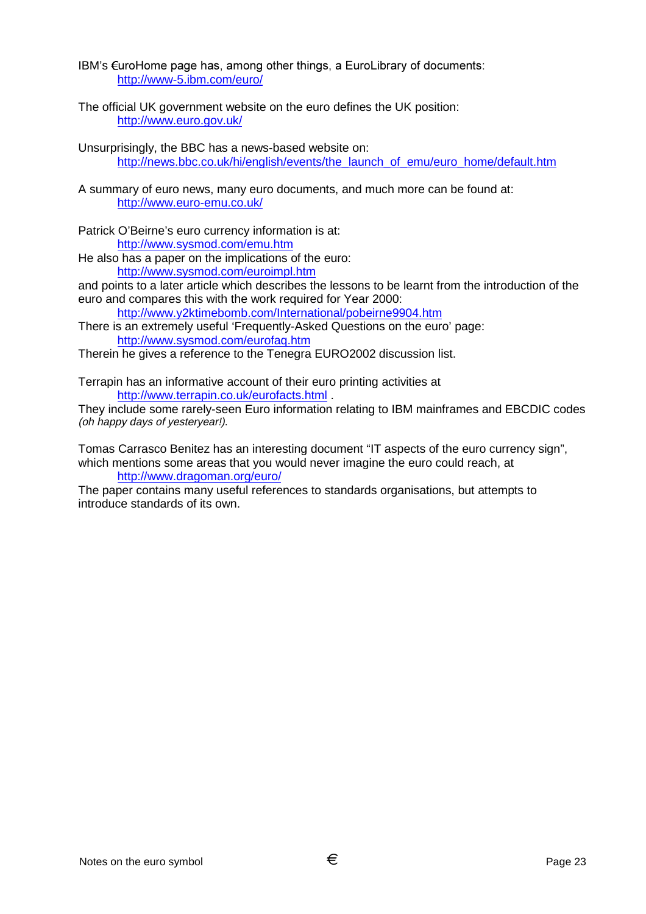IBM's €uroHome page has, among other things, a EuroLibrary of documents:
    http://www-5.ibm.com/euro/

The official UK government website on the euro defines the UK position:
    http://www.euro.gov.uk/

Unsurprisingly, the BBC has a news-based website on:
    http://news.bbc.co.uk/hi/english/events/the_launch_of_emu/euro_home/default.htm

A summary of euro news, many euro documents, and much more can be found at:
    http://www.euro-emu.co.uk/

Patrick O'Beirne's euro currency information is at:
    http://www.sysmod.com/emu.htm
He also has a paper on the implications of the euro:
    http://www.sysmod.com/euroimpl.htm
and points to a later article which describes the lessons to be learnt from the introduction of the euro and compares this with the work required for Year 2000:
    http://www.y2ktimebomb.com/International/pobeirne9904.htm
There is an extremely useful 'Frequently-Asked Questions on the euro' page:
    http://www.sysmod.com/eurofaq.htm
Therein he gives a reference to the Tenegra EURO2002 discussion list.

Terrapin has an informative account of their euro printing activities at
    http://www.terrapin.co.uk/eurofacts.html .
They include some rarely-seen Euro information relating to IBM mainframes and EBCDIC codes *(oh happy days of yesteryear!).*

Tomas Carrasco Benitez has an interesting document "IT aspects of the euro currency sign", which mentions some areas that you would never imagine the euro could reach, at
    http://www.dragoman.org/euro/
The paper contains many useful references to standards organisations, but attempts to introduce standards of its own.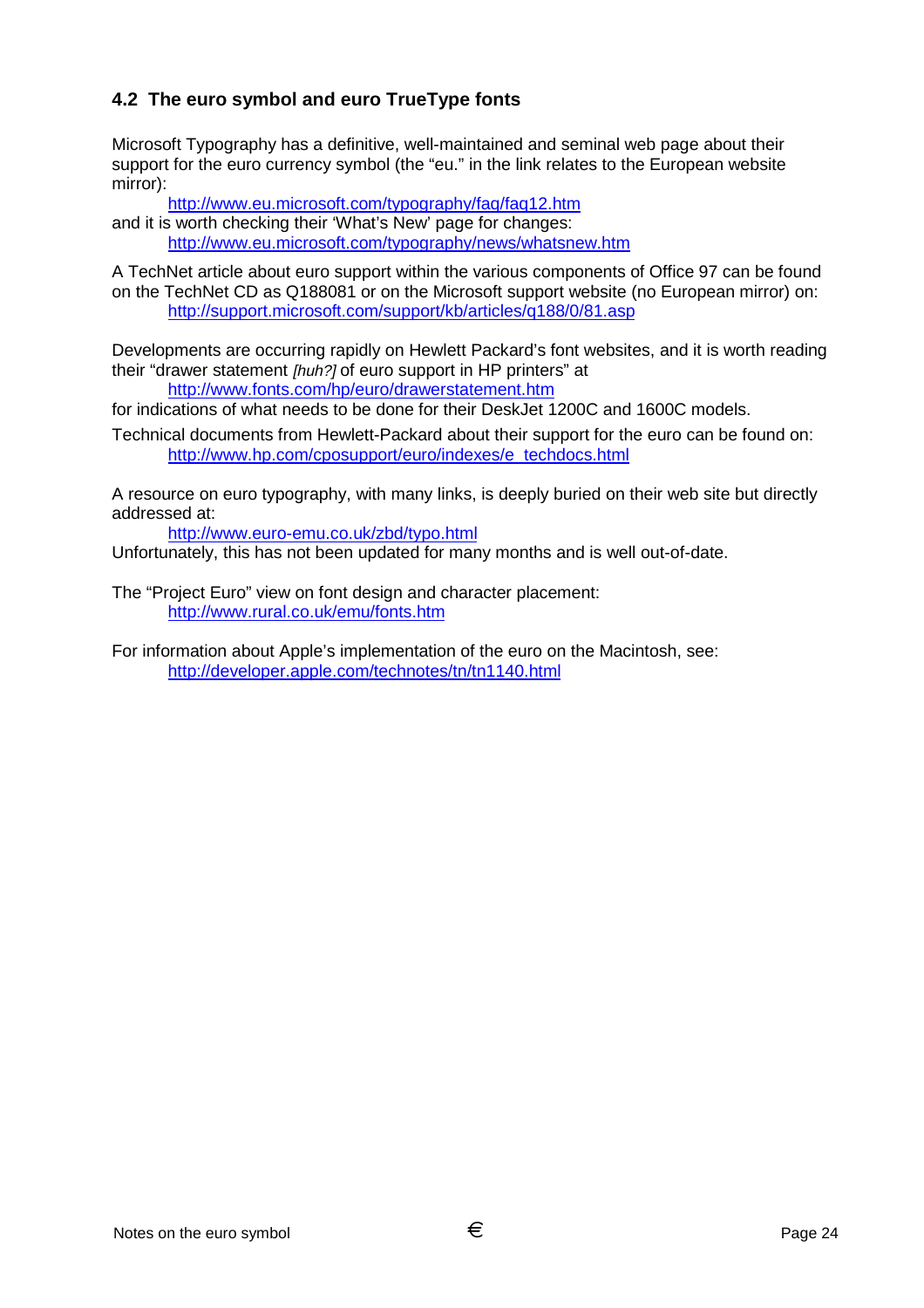### 4.2 The euro symbol and euro TrueType fonts

Microsoft Typography has a definitive, well-maintained and seminal web page about their support for the euro currency symbol (the "eu." in the link relates to the European website mirror):

http://www.eu.microsoft.com/typography/faq/faq12.htm

and it is worth checking their 'What's New' page for changes:

http://www.eu.microsoft.com/typography/news/whatsnew.htm

A TechNet article about euro support within the various components of Office 97 can be found on the TechNet CD as Q188081 or on the Microsoft support website (no European mirror) on:

http://support.microsoft.com/support/kb/articles/q188/0/81.asp

Developments are occurring rapidly on Hewlett Packard's font websites, and it is worth reading their "drawer statement *[huh?]* of euro support in HP printers" at

http://www.fonts.com/hp/euro/drawerstatement.htm

for indications of what needs to be done for their DeskJet 1200C and 1600C models.

Technical documents from Hewlett-Packard about their support for the euro can be found on:

http://www.hp.com/cposupport/euro/indexes/e_techdocs.html

A resource on euro typography, with many links, is deeply buried on their web site but directly addressed at:

http://www.euro-emu.co.uk/zbd/typo.html

Unfortunately, this has not been updated for many months and is well out-of-date.

The "Project Euro" view on font design and character placement:

http://www.rural.co.uk/emu/fonts.htm

For information about Apple's implementation of the euro on the Macintosh, see:

http://developer.apple.com/technotes/tn/tn1140.html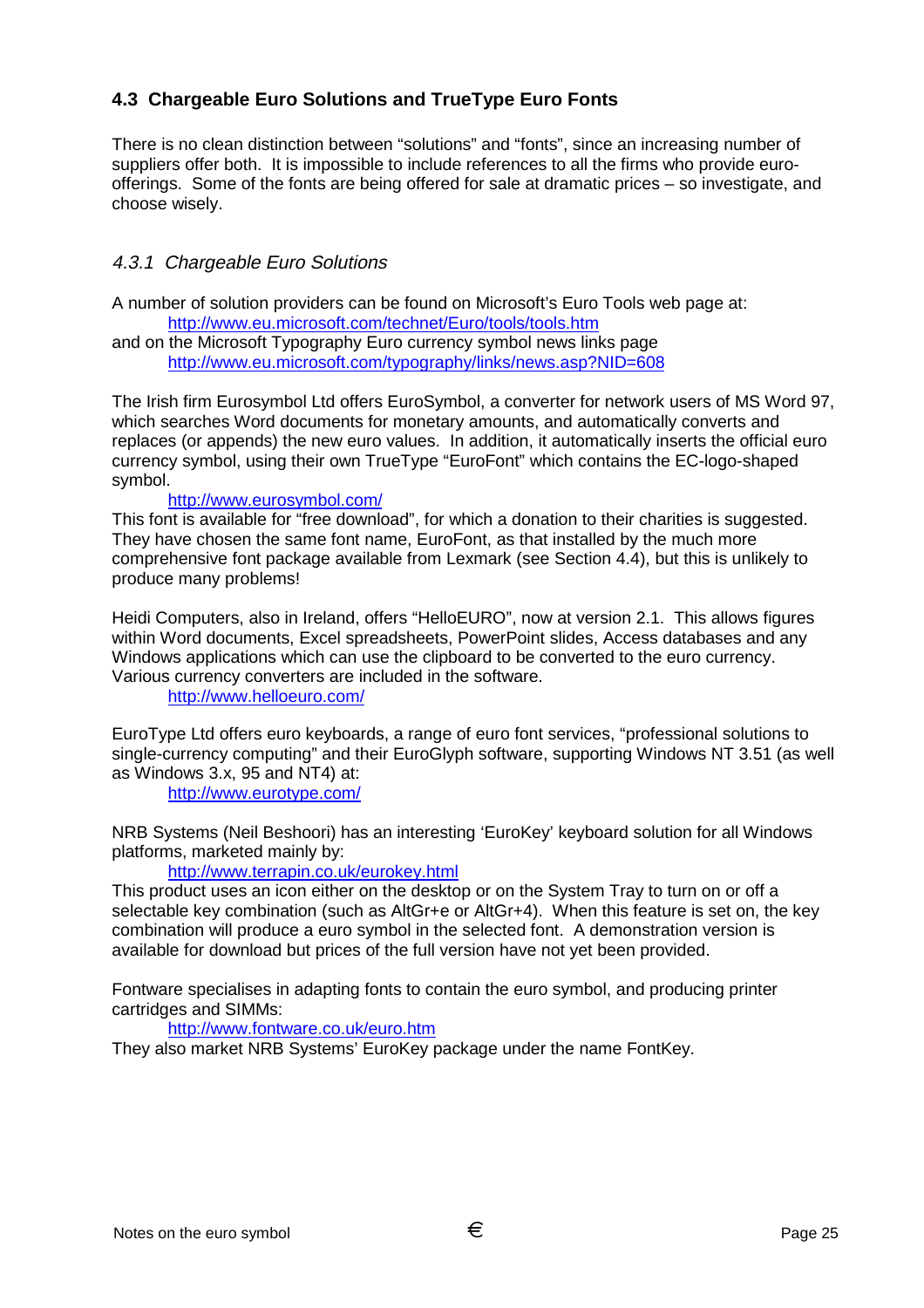## 4.3 Chargeable Euro Solutions and TrueType Euro Fonts

There is no clean distinction between "solutions" and "fonts", since an increasing number of suppliers offer both. It is impossible to include references to all the firms who provide euro-offerings. Some of the fonts are being offered for sale at dramatic prices – so investigate, and choose wisely.

### *4.3.1 Chargeable Euro Solutions*

A number of solution providers can be found on Microsoft's Euro Tools web page at:
 http://www.eu.microsoft.com/technet/Euro/tools/tools.htm
and on the Microsoft Typography Euro currency symbol news links page
 http://www.eu.microsoft.com/typography/links/news.asp?NID=608

The Irish firm Eurosymbol Ltd offers EuroSymbol, a converter for network users of MS Word 97, which searches Word documents for monetary amounts, and automatically converts and replaces (or appends) the new euro values. In addition, it automatically inserts the official euro currency symbol, using their own TrueType "EuroFont" which contains the EC-logo-shaped symbol.
 http://www.eurosymbol.com/
This font is available for "free download", for which a donation to their charities is suggested. They have chosen the same font name, EuroFont, as that installed by the much more comprehensive font package available from Lexmark (see Section 4.4), but this is unlikely to produce many problems!

Heidi Computers, also in Ireland, offers "HelloEURO", now at version 2.1. This allows figures within Word documents, Excel spreadsheets, PowerPoint slides, Access databases and any Windows applications which can use the clipboard to be converted to the euro currency. Various currency converters are included in the software.
 http://www.helloeuro.com/

EuroType Ltd offers euro keyboards, a range of euro font services, "professional solutions to single-currency computing" and their EuroGlyph software, supporting Windows NT 3.51 (as well as Windows 3.x, 95 and NT4) at:
 http://www.eurotype.com/

NRB Systems (Neil Beshoori) has an interesting 'EuroKey' keyboard solution for all Windows platforms, marketed mainly by:
 http://www.terrapin.co.uk/eurokey.html
This product uses an icon either on the desktop or on the System Tray to turn on or off a selectable key combination (such as AltGr+e or AltGr+4). When this feature is set on, the key combination will produce a euro symbol in the selected font. A demonstration version is available for download but prices of the full version have not yet been provided.

Fontware specialises in adapting fonts to contain the euro symbol, and producing printer cartridges and SIMMs:
 http://www.fontware.co.uk/euro.htm
They also market NRB Systems' EuroKey package under the name FontKey.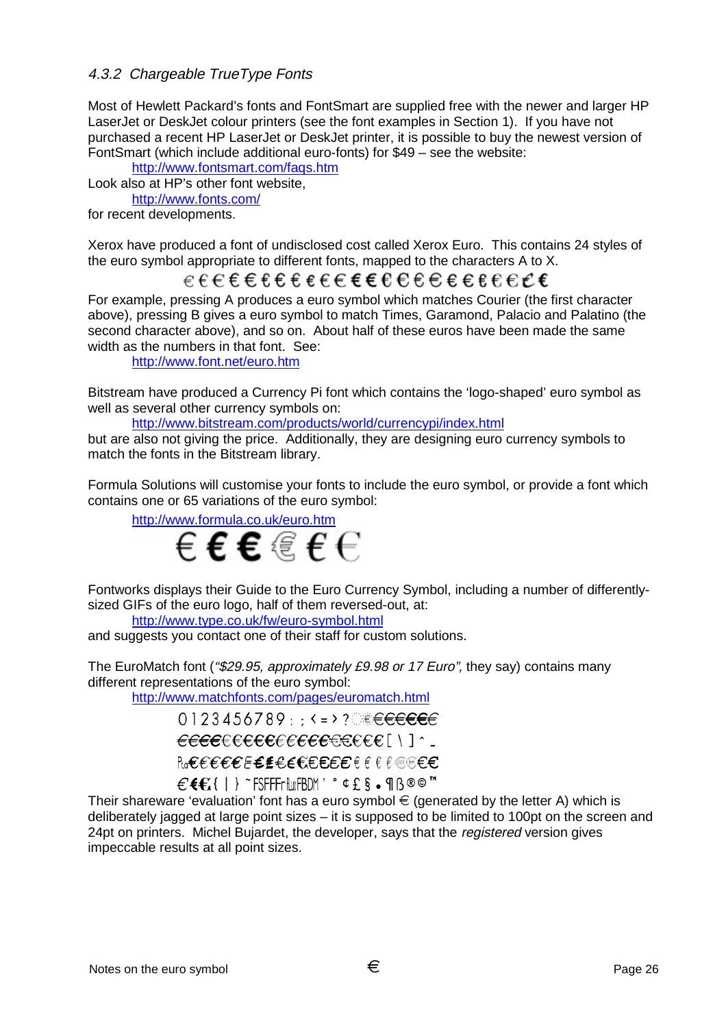### 4.3.2 Chargeable TrueType Fonts

Most of Hewlett Packard's fonts and FontSmart are supplied free with the newer and larger HP LaserJet or DeskJet colour printers (see the font examples in Section 1). If you have not purchased a recent HP LaserJet or DeskJet printer, it is possible to buy the newest version of FontSmart (which include additional euro-fonts) for $49 – see the website:

http://www.fontsmart.com/faqs.htm

Look also at HP's other font website,

http://www.fonts.com/

for recent developments.

Xerox have produced a font of undisclosed cost called Xerox Euro. This contains 24 styles of the euro symbol appropriate to different fonts, mapped to the characters A to X.

€€€€€€€€€€€€€€€€€€€€€€€€

For example, pressing A produces a euro symbol which matches Courier (the first character above), pressing B gives a euro symbol to match Times, Garamond, Palacio and Palatino (the second character above), and so on. About half of these euros have been made the same width as the numbers in that font. See:

http://www.font.net/euro.htm

Bitstream have produced a Currency Pi font which contains the 'logo-shaped' euro symbol as well as several other currency symbols on:

http://www.bitstream.com/products/world/currencypi/index.html

but are also not giving the price. Additionally, they are designing euro currency symbols to match the fonts in the Bitstream library.

Formula Solutions will customise your fonts to include the euro symbol, or provide a font which contains one or 65 variations of the euro symbol:

http://www.formula.co.uk/euro.htm

€ € € € € €

Fontworks displays their Guide to the Euro Currency Symbol, including a number of differently-sized GIFs of the euro logo, half of them reversed-out, at:

http://www.type.co.uk/fw/euro-symbol.html

and suggests you contact one of their staff for custom solutions.

The EuroMatch font (*"$29.95, approximately £9.98 or 17 Euro"*, they say) contains many different representations of the euro symbol:

http://www.matchfonts.com/pages/euromatch.html

0 1 2 3 4 5 6 7 8 9 : ; < = > ? €€€€€€€

€€€€€€€€€€€€€€€€€€€€€€€€ [ \ ] ^ _

₧€€€€€€€€€€€€€€€€€€€€€€€€€€€€

€€€{ | } ~ FSFFFr₤FBDM ' ° ¢ £ § • ¶ ß ® © ™

Their shareware 'evaluation' font has a euro symbol € (generated by the letter A) which is deliberately jagged at large point sizes – it is supposed to be limited to 100pt on the screen and 24pt on printers. Michel Bujardet, the developer, says that the *registered* version gives impeccable results at all point sizes.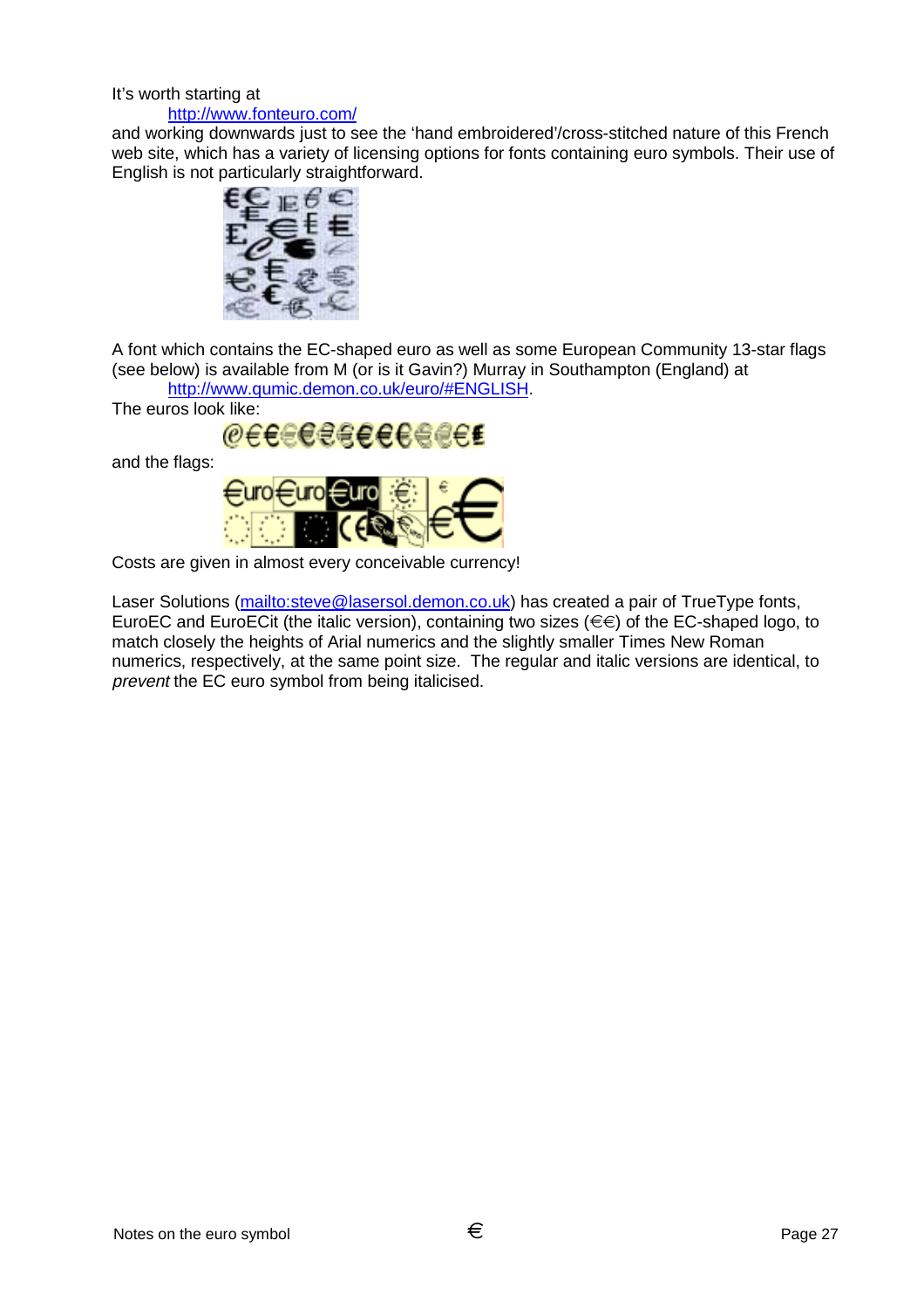It's worth starting at

http://www.fonteuro.com/

and working downwards just to see the 'hand embroidered'/cross-stitched nature of this French web site, which has a variety of licensing options for fonts containing euro symbols. Their use of English is not particularly straightforward.

A font which contains the EC-shaped euro as well as some European Community 13-star flags (see below) is available from M (or is it Gavin?) Murray in Southampton (England) at

http://www.qumic.demon.co.uk/euro/#ENGLISH.

The euros look like:

and the flags:

Costs are given in almost every conceivable currency!

Laser Solutions (mailto:steve@lasersol.demon.co.uk) has created a pair of TrueType fonts, EuroEC and EuroECit (the italic version), containing two sizes (€€) of the EC-shaped logo, to match closely the heights of Arial numerics and the slightly smaller Times New Roman numerics, respectively, at the same point size. The regular and italic versions are identical, to *prevent* the EC euro symbol from being italicised.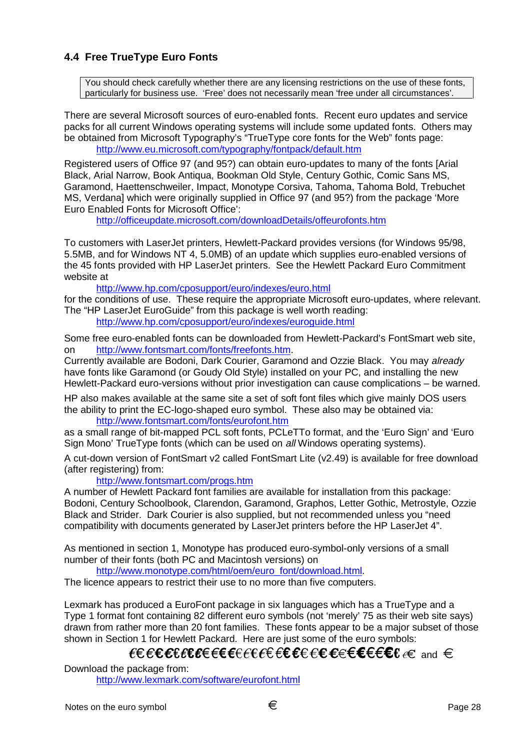### 4.4 Free TrueType Euro Fonts

> You should check carefully whether there are any licensing restrictions on the use of these fonts, particularly for business use. 'Free' does not necessarily mean 'free under all circumstances'.

There are several Microsoft sources of euro-enabled fonts. Recent euro updates and service packs for all current Windows operating systems will include some updated fonts. Others may be obtained from Microsoft Typography's "TrueType core fonts for the Web" fonts page:

http://www.eu.microsoft.com/typography/fontpack/default.htm

Registered users of Office 97 (and 95?) can obtain euro-updates to many of the fonts [Arial Black, Arial Narrow, Book Antiqua, Bookman Old Style, Century Gothic, Comic Sans MS, Garamond, Haettenschweiler, Impact, Monotype Corsiva, Tahoma, Tahoma Bold, Trebuchet MS, Verdana] which were originally supplied in Office 97 (and 95?) from the package 'More Euro Enabled Fonts for Microsoft Office':

http://officeupdate.microsoft.com/downloadDetails/offeurofonts.htm

To customers with LaserJet printers, Hewlett-Packard provides versions (for Windows 95/98, 5.5MB, and for Windows NT 4, 5.0MB) of an update which supplies euro-enabled versions of the 45 fonts provided with HP LaserJet printers. See the Hewlett Packard Euro Commitment website at

http://www.hp.com/cposupport/euro/indexes/euro.html

for the conditions of use. These require the appropriate Microsoft euro-updates, where relevant. The "HP LaserJet EuroGuide" from this package is well worth reading:

http://www.hp.com/cposupport/euro/indexes/euroguide.html

Some free euro-enabled fonts can be downloaded from Hewlett-Packard's FontSmart web site, on http://www.fontsmart.com/fonts/freefonts.htm.
Currently available are Bodoni, Dark Courier, Garamond and Ozzie Black. You may *already* have fonts like Garamond (or Goudy Old Style) installed on your PC, and installing the new Hewlett-Packard euro-versions without prior investigation can cause complications – be warned.

HP also makes available at the same site a set of soft font files which give mainly DOS users the ability to print the EC-logo-shaped euro symbol. These also may be obtained via:

http://www.fontsmart.com/fonts/eurofont.htm

as a small range of bit-mapped PCL soft fonts, PCLeTTo format, and the 'Euro Sign' and 'Euro Sign Mono' TrueType fonts (which can be used on *all* Windows operating systems).

A cut-down version of FontSmart v2 called FontSmart Lite (v2.49) is available for free download (after registering) from:

http://www.fontsmart.com/progs.htm

A number of Hewlett Packard font families are available for installation from this package: Bodoni, Century Schoolbook, Clarendon, Garamond, Graphos, Letter Gothic, Metrostyle, Ozzie Black and Strider. Dark Courier is also supplied, but not recommended unless you "need compatibility with documents generated by LaserJet printers before the HP LaserJet 4".

As mentioned in section 1, Monotype has produced euro-symbol-only versions of a small number of their fonts (both PC and Macintosh versions) on

http://www.monotype.com/html/oem/euro_font/download.html.

The licence appears to restrict their use to no more than five computers.

Lexmark has produced a EuroFont package in six languages which has a TrueType and a Type 1 format font containing 82 different euro symbols (not 'merely' 75 as their web site says) drawn from rather more than 20 font families. These fonts appear to be a major subset of those shown in Section 1 for Hewlett Packard. Here are just some of the euro symbols:

€€€€€€€€€€€€€€€€€€€€€€€€€€€€€€€€€€€€€ and €

Download the package from:

http://www.lexmark.com/software/eurofont.html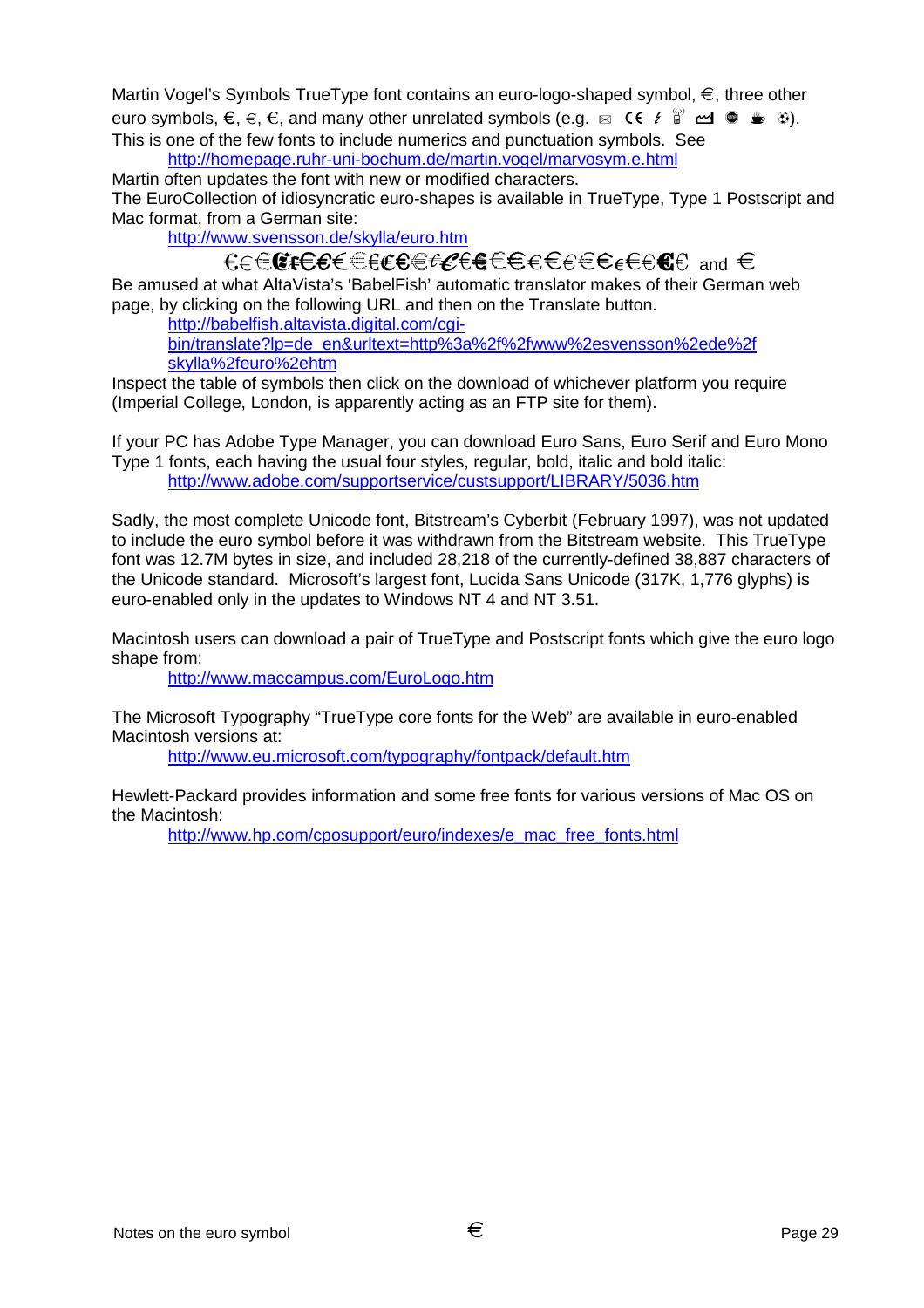Martin Vogel's Symbols TrueType font contains an euro-logo-shaped symbol, €, three other euro symbols, €, €, €, and many other unrelated symbols (e.g. ✉ CE ⚡ 🔌 📈 ● ☕ ⚽).
This is one of the few fonts to include numerics and punctuation symbols. See

http://homepage.ruhr-uni-bochum.de/martin.vogel/marvosym.e.html

Martin often updates the font with new or modified characters.
The EuroCollection of idiosyncratic euro-shapes is available in TrueType, Type 1 Postscript and Mac format, from a German site:

http://www.svensson.de/skylla/euro.htm

€€€€€€€€€€€€€€€€€€€€€€€€€€€€€€€ and €

Be amused at what AltaVista's 'BabelFish' automatic translator makes of their German web page, by clicking on the following URL and then on the Translate button.

http://babelfish.altavista.digital.com/cgi-bin/translate?lp=de_en&urltext=http%3a%2f%2fwww%2esvensson%2ede%2fskylla%2feuro%2ehtm

Inspect the table of symbols then click on the download of whichever platform you require (Imperial College, London, is apparently acting as an FTP site for them).

If your PC has Adobe Type Manager, you can download Euro Sans, Euro Serif and Euro Mono Type 1 fonts, each having the usual four styles, regular, bold, italic and bold italic:

http://www.adobe.com/supportservice/custsupport/LIBRARY/5036.htm

Sadly, the most complete Unicode font, Bitstream's Cyberbit (February 1997), was not updated to include the euro symbol before it was withdrawn from the Bitstream website. This TrueType font was 12.7M bytes in size, and included 28,218 of the currently-defined 38,887 characters of the Unicode standard. Microsoft's largest font, Lucida Sans Unicode (317K, 1,776 glyphs) is euro-enabled only in the updates to Windows NT 4 and NT 3.51.

Macintosh users can download a pair of TrueType and Postscript fonts which give the euro logo shape from:

http://www.maccampus.com/EuroLogo.htm

The Microsoft Typography "TrueType core fonts for the Web" are available in euro-enabled Macintosh versions at:

http://www.eu.microsoft.com/typography/fontpack/default.htm

Hewlett-Packard provides information and some free fonts for various versions of Mac OS on the Macintosh:

http://www.hp.com/cposupport/euro/indexes/e_mac_free_fonts.html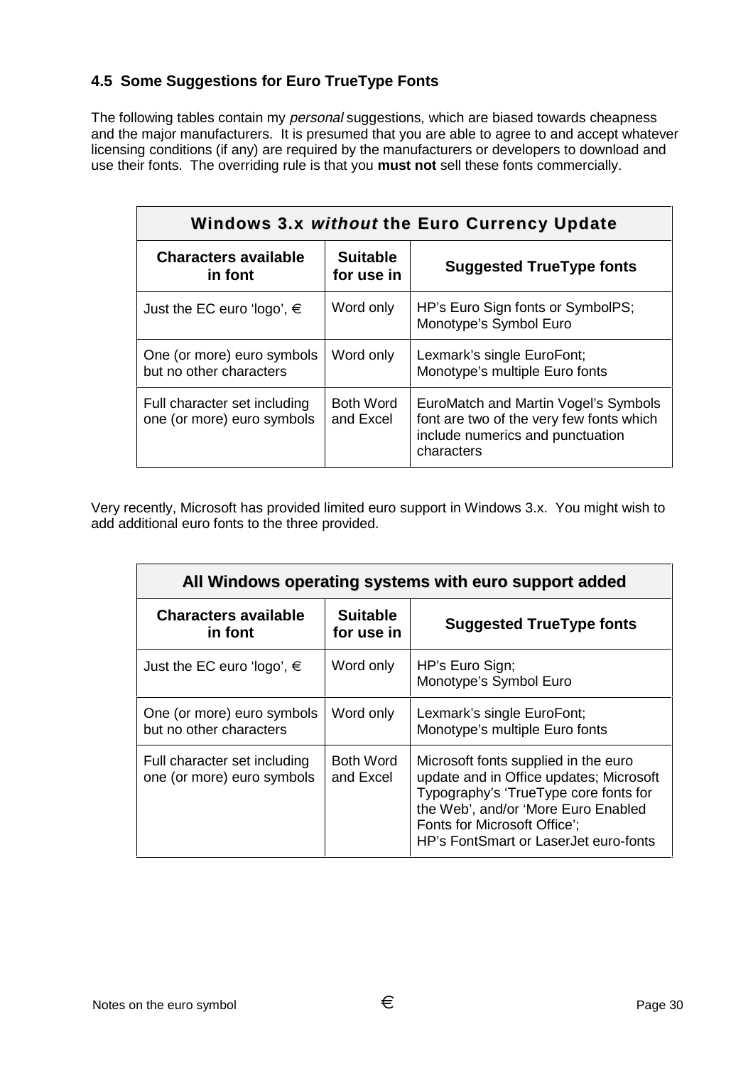### 4.5 Some Suggestions for Euro TrueType Fonts

The following tables contain my *personal* suggestions, which are biased towards cheapness and the major manufacturers. It is presumed that you are able to agree to and accept whatever licensing conditions (if any) are required by the manufacturers or developers to download and use their fonts. The overriding rule is that you **must not** sell these fonts commercially.

| **Windows 3.x *without* the Euro Currency Update** | | |
|---|---|---|
| **Characters available in font** | **Suitable for use in** | **Suggested TrueType fonts** |
| Just the EC euro 'logo', € | Word only | HP's Euro Sign fonts or SymbolPS; Monotype's Symbol Euro |
| One (or more) euro symbols but no other characters | Word only | Lexmark's single EuroFont; Monotype's multiple Euro fonts |
| Full character set including one (or more) euro symbols | Both Word and Excel | EuroMatch and Martin Vogel's Symbols font are two of the very few fonts which include numerics and punctuation characters |

Very recently, Microsoft has provided limited euro support in Windows 3.x. You might wish to add additional euro fonts to the three provided.

| **All Windows operating systems with euro support added** | | |
|---|---|---|
| **Characters available in font** | **Suitable for use in** | **Suggested TrueType fonts** |
| Just the EC euro 'logo', € | Word only | HP's Euro Sign; Monotype's Symbol Euro |
| One (or more) euro symbols but no other characters | Word only | Lexmark's single EuroFont; Monotype's multiple Euro fonts |
| Full character set including one (or more) euro symbols | Both Word and Excel | Microsoft fonts supplied in the euro update and in Office updates; Microsoft Typography's 'TrueType core fonts for the Web', and/or 'More Euro Enabled Fonts for Microsoft Office'; HP's FontSmart or LaserJet euro-fonts |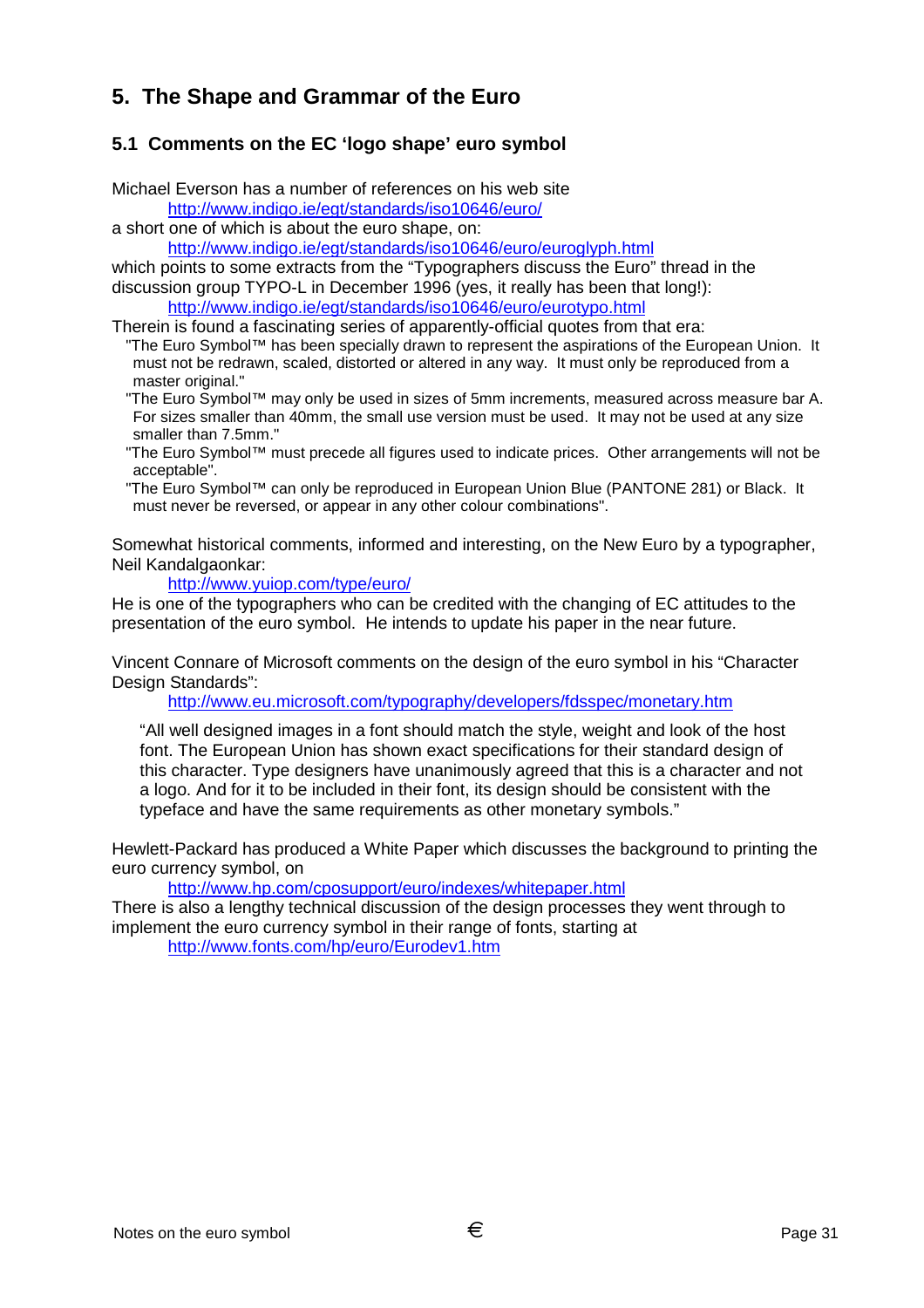# 5. The Shape and Grammar of the Euro

## 5.1 Comments on the EC 'logo shape' euro symbol

Michael Everson has a number of references on his web site

http://www.indigo.ie/egt/standards/iso10646/euro/

a short one of which is about the euro shape, on:

http://www.indigo.ie/egt/standards/iso10646/euro/euroglyph.html

which points to some extracts from the "Typographers discuss the Euro" thread in the discussion group TYPO-L in December 1996 (yes, it really has been that long!):

http://www.indigo.ie/egt/standards/iso10646/euro/eurotypo.html

Therein is found a fascinating series of apparently-official quotes from that era:

"The Euro Symbol™ has been specially drawn to represent the aspirations of the European Union. It must not be redrawn, scaled, distorted or altered in any way. It must only be reproduced from a master original."

"The Euro Symbol™ may only be used in sizes of 5mm increments, measured across measure bar A. For sizes smaller than 40mm, the small use version must be used. It may not be used at any size smaller than 7.5mm."

"The Euro Symbol™ must precede all figures used to indicate prices. Other arrangements will not be acceptable".

"The Euro Symbol™ can only be reproduced in European Union Blue (PANTONE 281) or Black. It must never be reversed, or appear in any other colour combinations".

Somewhat historical comments, informed and interesting, on the New Euro by a typographer, Neil Kandalgaonkar:

http://www.yuiop.com/type/euro/

He is one of the typographers who can be credited with the changing of EC attitudes to the presentation of the euro symbol. He intends to update his paper in the near future.

Vincent Connare of Microsoft comments on the design of the euro symbol in his "Character Design Standards":

http://www.eu.microsoft.com/typography/developers/fdsspec/monetary.htm

"All well designed images in a font should match the style, weight and look of the host font. The European Union has shown exact specifications for their standard design of this character. Type designers have unanimously agreed that this is a character and not a logo. And for it to be included in their font, its design should be consistent with the typeface and have the same requirements as other monetary symbols."

Hewlett-Packard has produced a White Paper which discusses the background to printing the euro currency symbol, on

http://www.hp.com/cposupport/euro/indexes/whitepaper.html

There is also a lengthy technical discussion of the design processes they went through to implement the euro currency symbol in their range of fonts, starting at

http://www.fonts.com/hp/euro/Eurodev1.htm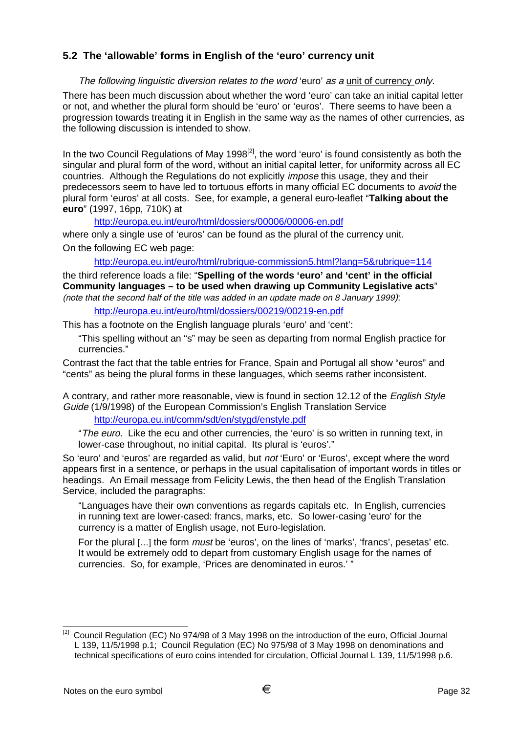### 5.2 The 'allowable' forms in English of the 'euro' currency unit

*The following linguistic diversion relates to the word* 'euro' *as a* unit of currency *only.*

There has been much discussion about whether the word 'euro' can take an initial capital letter or not, and whether the plural form should be 'euro' or 'euros'. There seems to have been a progression towards treating it in English in the same way as the names of other currencies, as the following discussion is intended to show.

In the two Council Regulations of May 1998[2], the word 'euro' is found consistently as both the singular and plural form of the word, without an initial capital letter, for uniformity across all EC countries. Although the Regulations do not explicitly *impose* this usage, they and their predecessors seem to have led to tortuous efforts in many official EC documents to *avoid* the plural form 'euros' at all costs. See, for example, a general euro-leaflet "**Talking about the euro**" (1997, 16pp, 710K) at

http://europa.eu.int/euro/html/dossiers/00006/00006-en.pdf

where only a single use of 'euros' can be found as the plural of the currency unit.

On the following EC web page:

http://europa.eu.int/euro/html/rubrique-commission5.html?lang=5&rubrique=114

the third reference loads a file: "**Spelling of the words 'euro' and 'cent' in the official Community languages – to be used when drawing up Community Legislative acts**" *(note that the second half of the title was added in an update made on 8 January 1999)*:

http://europa.eu.int/euro/html/dossiers/00219/00219-en.pdf

This has a footnote on the English language plurals 'euro' and 'cent':

> "This spelling without an "s" may be seen as departing from normal English practice for currencies."

Contrast the fact that the table entries for France, Spain and Portugal all show "euros" and "cents" as being the plural forms in these languages, which seems rather inconsistent.

A contrary, and rather more reasonable, view is found in section 12.12 of the *English Style Guide* (1/9/1998) of the European Commission's English Translation Service

http://europa.eu.int/comm/sdt/en/stygd/enstyle.pdf

> "*The euro.* Like the ecu and other currencies, the 'euro' is so written in running text, in lower-case throughout, no initial capital. Its plural is 'euros'."

So 'euro' and 'euros' are regarded as valid, but *not* 'Euro' or 'Euros', except where the word appears first in a sentence, or perhaps in the usual capitalisation of important words in titles or headings. An Email message from Felicity Lewis, the then head of the English Translation Service, included the paragraphs:

> "Languages have their own conventions as regards capitals etc. In English, currencies in running text are lower-cased: francs, marks, etc. So lower-casing 'euro' for the currency is a matter of English usage, not Euro-legislation.
>
> For the plural [...] the form *must* be 'euros', on the lines of 'marks', 'francs', pesetas' etc. It would be extremely odd to depart from customary English usage for the names of currencies. So, for example, 'Prices are denominated in euros.' "

---

[2] Council Regulation (EC) No 974/98 of 3 May 1998 on the introduction of the euro, Official Journal L 139, 11/5/1998 p.1; Council Regulation (EC) No 975/98 of 3 May 1998 on denominations and technical specifications of euro coins intended for circulation, Official Journal L 139, 11/5/1998 p.6.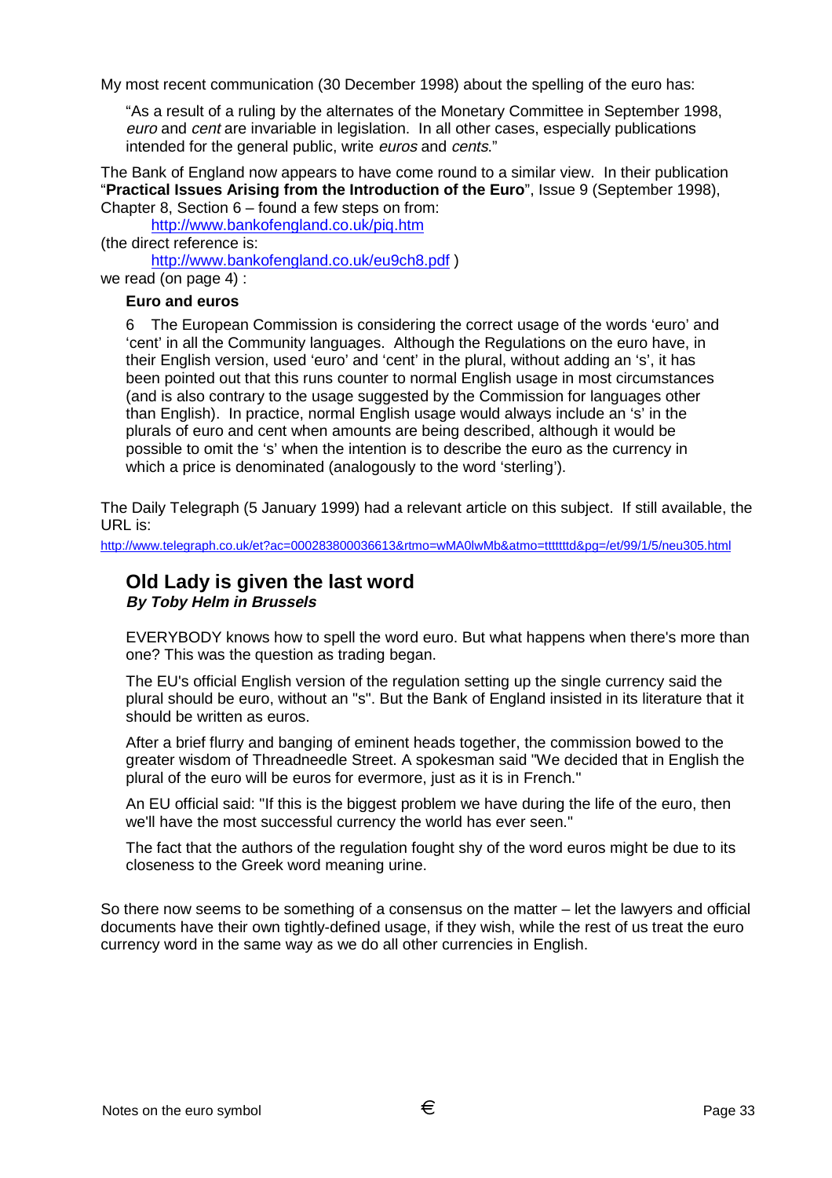My most recent communication (30 December 1998) about the spelling of the euro has:

> "As a result of a ruling by the alternates of the Monetary Committee in September 1998, *euro* and *cent* are invariable in legislation. In all other cases, especially publications intended for the general public, write *euros* and *cents*."

The Bank of England now appears to have come round to a similar view. In their publication "**Practical Issues Arising from the Introduction of the Euro**", Issue 9 (September 1998), Chapter 8, Section 6 – found a few steps on from:

  http://www.bankofengland.co.uk/piq.htm

(the direct reference is:

  http://www.bankofengland.co.uk/eu9ch8.pdf )

we read (on page 4) :

> **Euro and euros**
>
> 6 The European Commission is considering the correct usage of the words 'euro' and 'cent' in all the Community languages. Although the Regulations on the euro have, in their English version, used 'euro' and 'cent' in the plural, without adding an 's', it has been pointed out that this runs counter to normal English usage in most circumstances (and is also contrary to the usage suggested by the Commission for languages other than English). In practice, normal English usage would always include an 's' in the plurals of euro and cent when amounts are being described, although it would be possible to omit the 's' when the intention is to describe the euro as the currency in which a price is denominated (analogously to the word 'sterling').

The Daily Telegraph (5 January 1999) had a relevant article on this subject. If still available, the URL is:

http://www.telegraph.co.uk/et?ac=000283800036613&rtmo=wMA0lwMb&atmo=tttttttd&pg=/et/99/1/5/neu305.html

## Old Lady is given the last word

***By Toby Helm in Brussels***

> EVERYBODY knows how to spell the word euro. But what happens when there's more than one? This was the question as trading began.
>
> The EU's official English version of the regulation setting up the single currency said the plural should be euro, without an "s". But the Bank of England insisted in its literature that it should be written as euros.
>
> After a brief flurry and banging of eminent heads together, the commission bowed to the greater wisdom of Threadneedle Street. A spokesman said "We decided that in English the plural of the euro will be euros for evermore, just as it is in French."
>
> An EU official said: "If this is the biggest problem we have during the life of the euro, then we'll have the most successful currency the world has ever seen."
>
> The fact that the authors of the regulation fought shy of the word euros might be due to its closeness to the Greek word meaning urine.

So there now seems to be something of a consensus on the matter – let the lawyers and official documents have their own tightly-defined usage, if they wish, while the rest of us treat the euro currency word in the same way as we do all other currencies in English.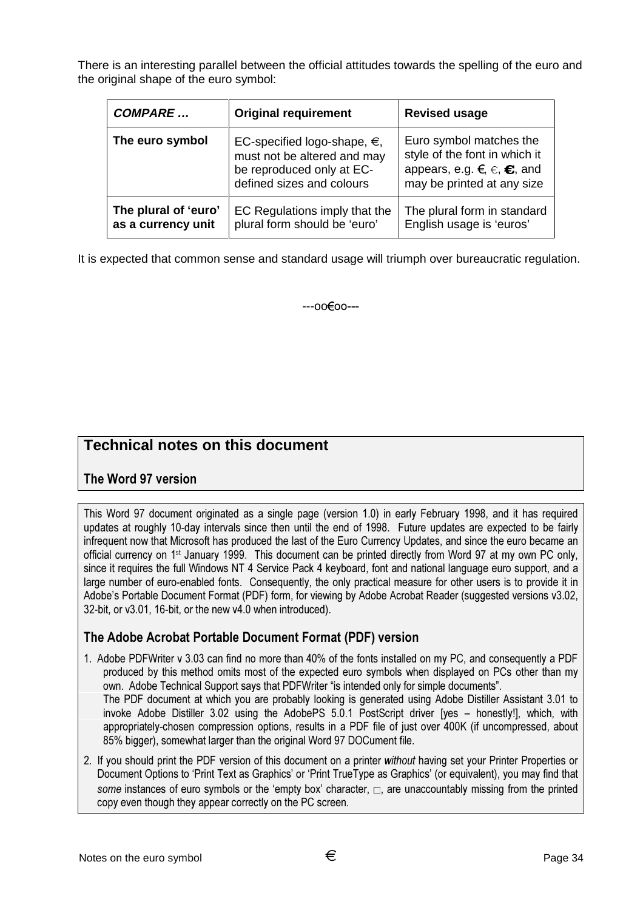There is an interesting parallel between the official attitudes towards the spelling of the euro and the original shape of the euro symbol:

| ***COMPARE …*** | **Original requirement** | **Revised usage** |
|---|---|---|
| **The euro symbol** | EC-specified logo-shape, €, must not be altered and may be reproduced only at EC-defined sizes and colours | Euro symbol matches the style of the font in which it appears, e.g. €, €, €, and may be printed at any size |
| **The plural of 'euro' as a currency unit** | EC Regulations imply that the plural form should be 'euro' | The plural form in standard English usage is 'euros' |

It is expected that common sense and standard usage will triumph over bureaucratic regulation.

---oo€oo---

## Technical notes on this document

### The Word 97 version

This Word 97 document originated as a single page (version 1.0) in early February 1998, and it has required updates at roughly 10-day intervals since then until the end of 1998. Future updates are expected to be fairly infrequent now that Microsoft has produced the last of the Euro Currency Updates, and since the euro became an official currency on 1st January 1999. This document can be printed directly from Word 97 at my own PC only, since it requires the full Windows NT 4 Service Pack 4 keyboard, font and national language euro support, and a large number of euro-enabled fonts. Consequently, the only practical measure for other users is to provide it in Adobe's Portable Document Format (PDF) form, for viewing by Adobe Acrobat Reader (suggested versions v3.02, 32-bit, or v3.01, 16-bit, or the new v4.0 when introduced).

### The Adobe Acrobat Portable Document Format (PDF) version

1. Adobe PDFWriter v 3.03 can find no more than 40% of the fonts installed on my PC, and consequently a PDF produced by this method omits most of the expected euro symbols when displayed on PCs other than my own. Adobe Technical Support says that PDFWriter "is intended only for simple documents".
   The PDF document at which you are probably looking is generated using Adobe Distiller Assistant 3.01 to invoke Adobe Distiller 3.02 using the AdobePS 5.0.1 PostScript driver [yes – honestly!], which, with appropriately-chosen compression options, results in a PDF file of just over 400K (if uncompressed, about 85% bigger), somewhat larger than the original Word 97 DOCument file.
2. If you should print the PDF version of this document on a printer *without* having set your Printer Properties or Document Options to 'Print Text as Graphics' or 'Print TrueType as Graphics' (or equivalent), you may find that *some* instances of euro symbols or the 'empty box' character, □, are unaccountably missing from the printed copy even though they appear correctly on the PC screen.